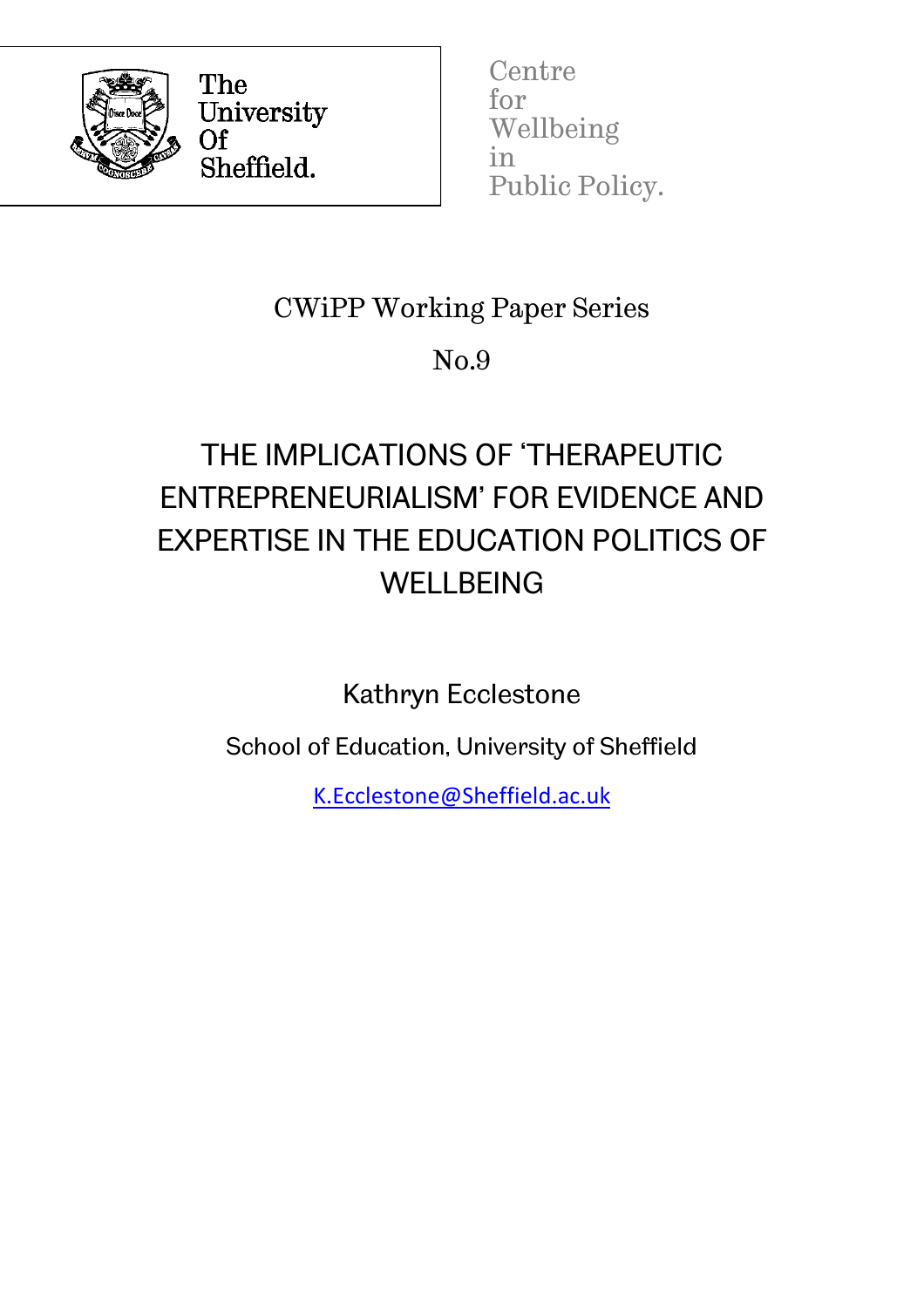The University Of Sheffield.

Centre for Wellbeing in Public Policy.

CWiPP Working Paper Series

No.9

# THE IMPLICATIONS OF 'THERAPEUTIC ENTREPRENEURIALISM' FOR EVIDENCE AND EXPERTISE IN THE EDUCATION POLITICS OF WELLBEING

Kathryn Ecclestone

School of Education, University of Sheffield

K.Ecclestone@Sheffield.ac.uk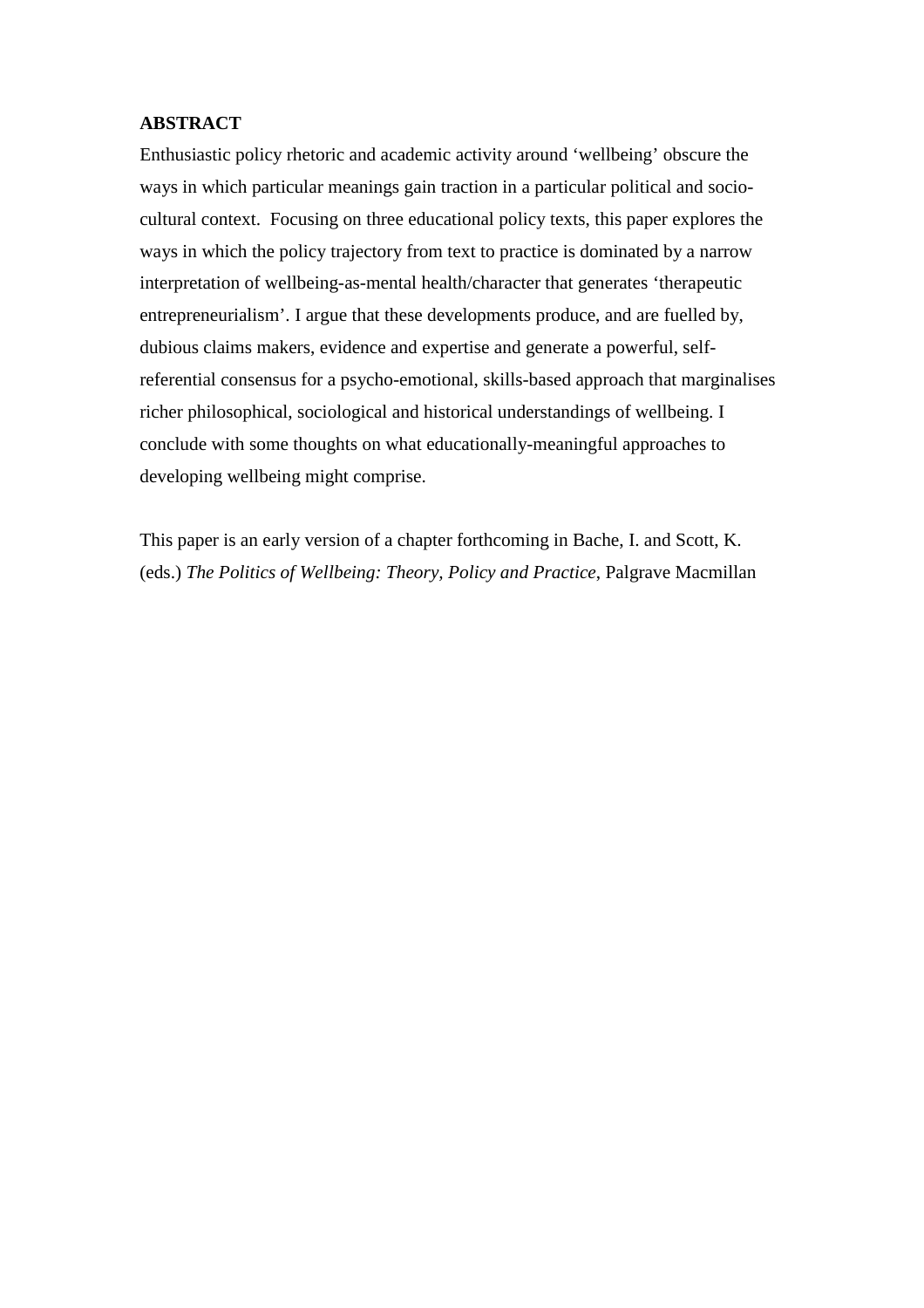**ABSTRACT**

Enthusiastic policy rhetoric and academic activity around 'wellbeing' obscure the ways in which particular meanings gain traction in a particular political and socio-cultural context. Focusing on three educational policy texts, this paper explores the ways in which the policy trajectory from text to practice is dominated by a narrow interpretation of wellbeing-as-mental health/character that generates 'therapeutic entrepreneurialism'. I argue that these developments produce, and are fuelled by, dubious claims makers, evidence and expertise and generate a powerful, self-referential consensus for a psycho-emotional, skills-based approach that marginalises richer philosophical, sociological and historical understandings of wellbeing. I conclude with some thoughts on what educationally-meaningful approaches to developing wellbeing might comprise.

This paper is an early version of a chapter forthcoming in Bache, I. and Scott, K. (eds.) *The Politics of Wellbeing: Theory, Policy and Practice*, Palgrave Macmillan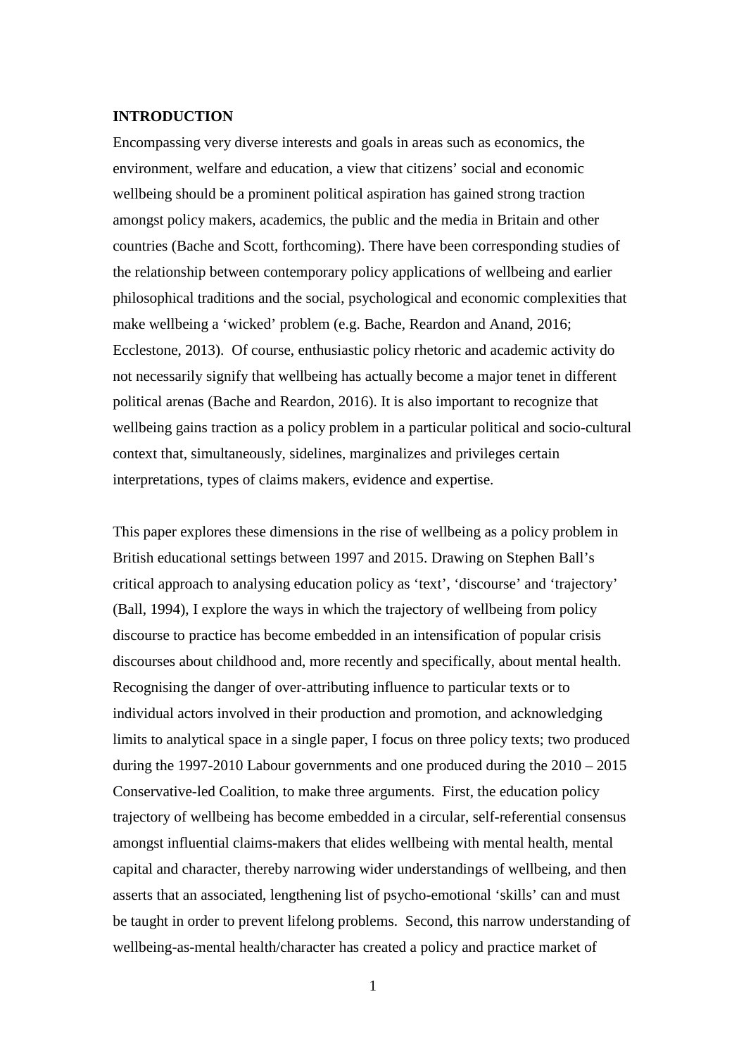## INTRODUCTION

Encompassing very diverse interests and goals in areas such as economics, the environment, welfare and education, a view that citizens' social and economic wellbeing should be a prominent political aspiration has gained strong traction amongst policy makers, academics, the public and the media in Britain and other countries (Bache and Scott, forthcoming). There have been corresponding studies of the relationship between contemporary policy applications of wellbeing and earlier philosophical traditions and the social, psychological and economic complexities that make wellbeing a 'wicked' problem (e.g. Bache, Reardon and Anand, 2016; Ecclestone, 2013). Of course, enthusiastic policy rhetoric and academic activity do not necessarily signify that wellbeing has actually become a major tenet in different political arenas (Bache and Reardon, 2016). It is also important to recognize that wellbeing gains traction as a policy problem in a particular political and socio-cultural context that, simultaneously, sidelines, marginalizes and privileges certain interpretations, types of claims makers, evidence and expertise.

This paper explores these dimensions in the rise of wellbeing as a policy problem in British educational settings between 1997 and 2015. Drawing on Stephen Ball's critical approach to analysing education policy as 'text', 'discourse' and 'trajectory' (Ball, 1994), I explore the ways in which the trajectory of wellbeing from policy discourse to practice has become embedded in an intensification of popular crisis discourses about childhood and, more recently and specifically, about mental health. Recognising the danger of over-attributing influence to particular texts or to individual actors involved in their production and promotion, and acknowledging limits to analytical space in a single paper, I focus on three policy texts; two produced during the 1997-2010 Labour governments and one produced during the 2010 – 2015 Conservative-led Coalition, to make three arguments. First, the education policy trajectory of wellbeing has become embedded in a circular, self-referential consensus amongst influential claims-makers that elides wellbeing with mental health, mental capital and character, thereby narrowing wider understandings of wellbeing, and then asserts that an associated, lengthening list of psycho-emotional 'skills' can and must be taught in order to prevent lifelong problems. Second, this narrow understanding of wellbeing-as-mental health/character has created a policy and practice market of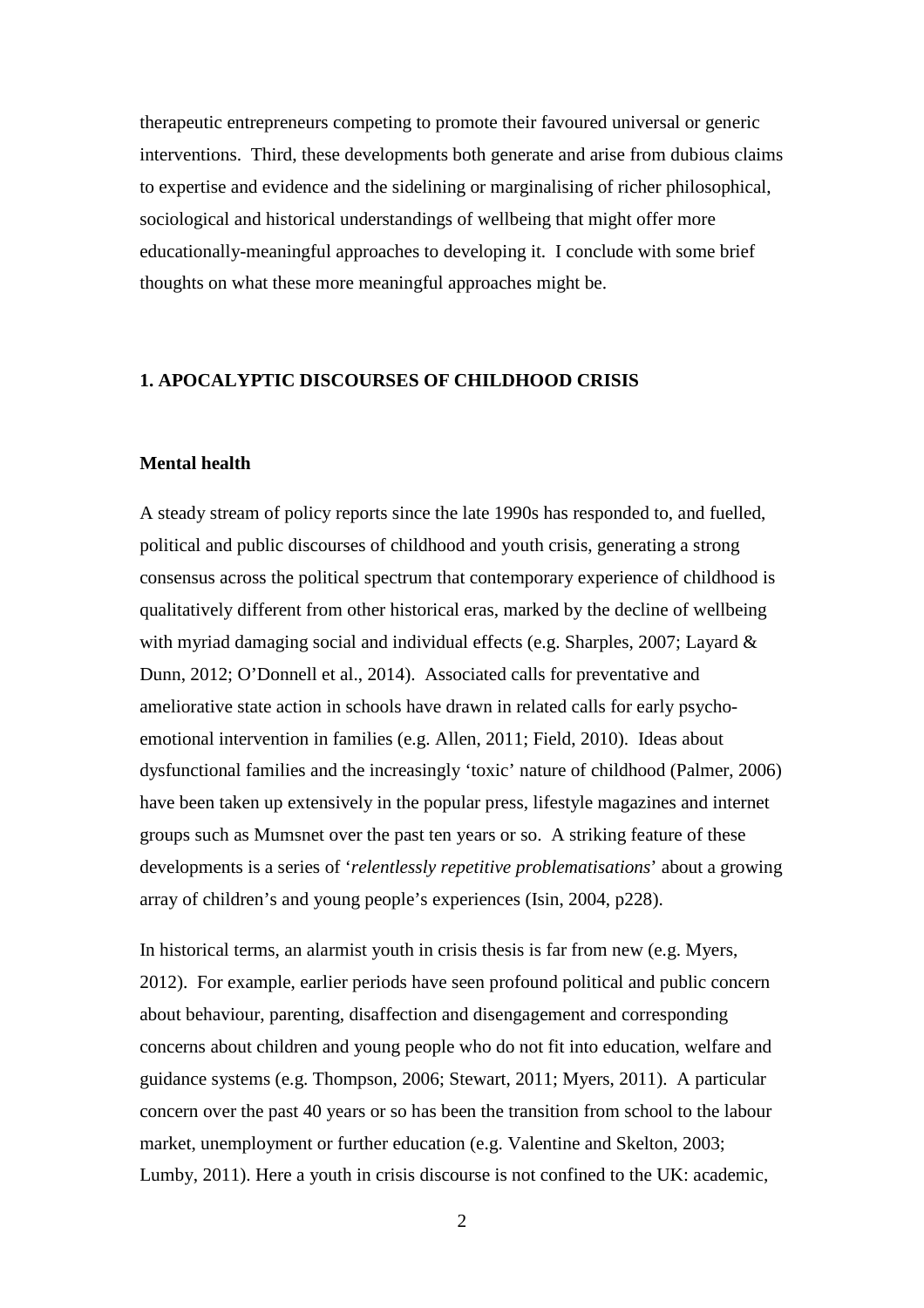therapeutic entrepreneurs competing to promote their favoured universal or generic interventions. Third, these developments both generate and arise from dubious claims to expertise and evidence and the sidelining or marginalising of richer philosophical, sociological and historical understandings of wellbeing that might offer more educationally-meaningful approaches to developing it. I conclude with some brief thoughts on what these more meaningful approaches might be.

## 1. APOCALYPTIC DISCOURSES OF CHILDHOOD CRISIS

### Mental health

A steady stream of policy reports since the late 1990s has responded to, and fuelled, political and public discourses of childhood and youth crisis, generating a strong consensus across the political spectrum that contemporary experience of childhood is qualitatively different from other historical eras, marked by the decline of wellbeing with myriad damaging social and individual effects (e.g. Sharples, 2007; Layard & Dunn, 2012; O'Donnell et al., 2014). Associated calls for preventative and ameliorative state action in schools have drawn in related calls for early psycho-emotional intervention in families (e.g. Allen, 2011; Field, 2010). Ideas about dysfunctional families and the increasingly 'toxic' nature of childhood (Palmer, 2006) have been taken up extensively in the popular press, lifestyle magazines and internet groups such as Mumsnet over the past ten years or so. A striking feature of these developments is a series of '*relentlessly repetitive problematisations*' about a growing array of children's and young people's experiences (Isin, 2004, p228).

In historical terms, an alarmist youth in crisis thesis is far from new (e.g. Myers, 2012). For example, earlier periods have seen profound political and public concern about behaviour, parenting, disaffection and disengagement and corresponding concerns about children and young people who do not fit into education, welfare and guidance systems (e.g. Thompson, 2006; Stewart, 2011; Myers, 2011). A particular concern over the past 40 years or so has been the transition from school to the labour market, unemployment or further education (e.g. Valentine and Skelton, 2003; Lumby, 2011). Here a youth in crisis discourse is not confined to the UK: academic,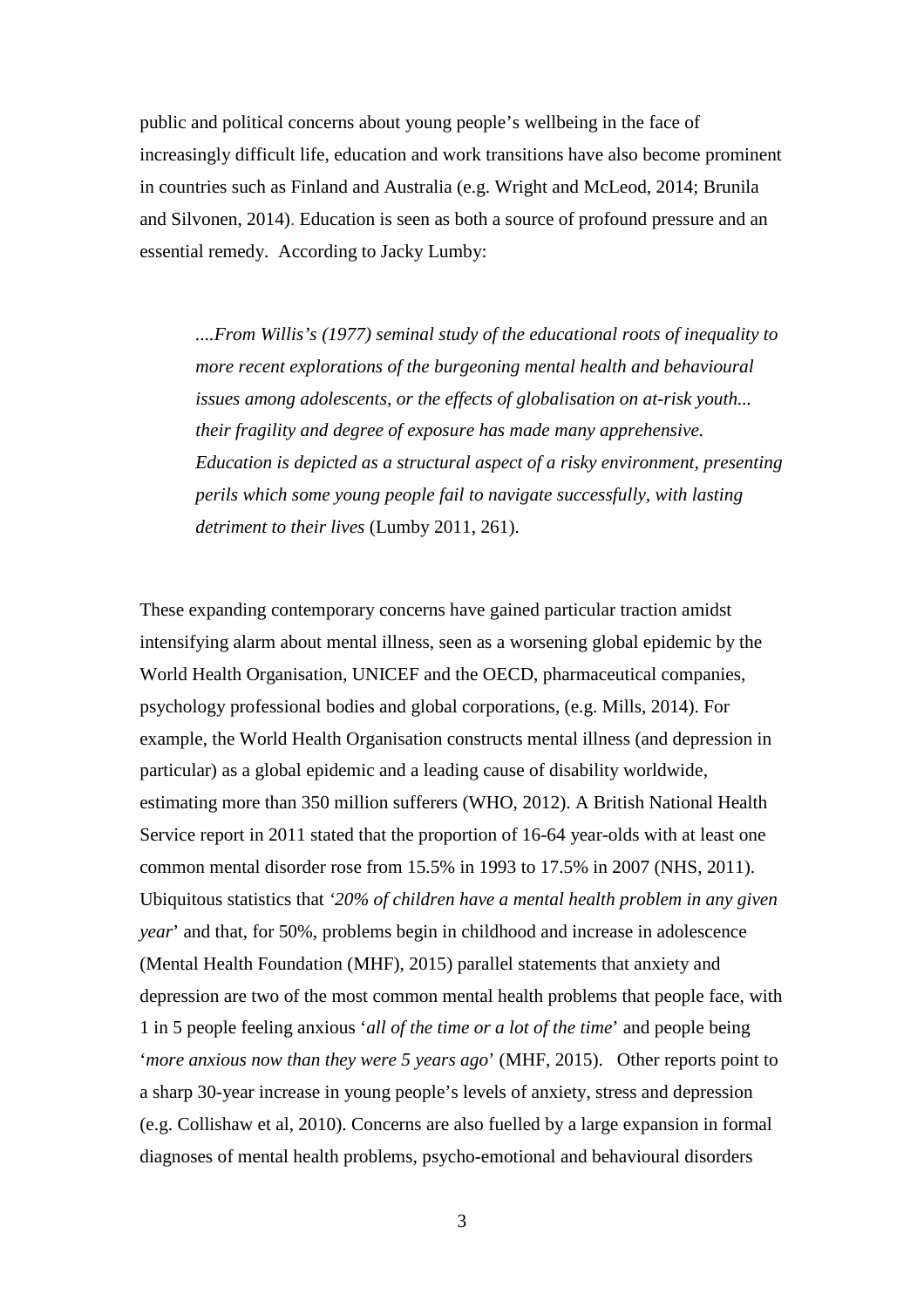public and political concerns about young people's wellbeing in the face of increasingly difficult life, education and work transitions have also become prominent in countries such as Finland and Australia (e.g. Wright and McLeod, 2014; Brunila and Silvonen, 2014). Education is seen as both a source of profound pressure and an essential remedy. According to Jacky Lumby:

> *....From Willis's (1977) seminal study of the educational roots of inequality to more recent explorations of the burgeoning mental health and behavioural issues among adolescents, or the effects of globalisation on at-risk youth... their fragility and degree of exposure has made many apprehensive. Education is depicted as a structural aspect of a risky environment, presenting perils which some young people fail to navigate successfully, with lasting detriment to their lives* (Lumby 2011, 261).

These expanding contemporary concerns have gained particular traction amidst intensifying alarm about mental illness, seen as a worsening global epidemic by the World Health Organisation, UNICEF and the OECD, pharmaceutical companies, psychology professional bodies and global corporations, (e.g. Mills, 2014). For example, the World Health Organisation constructs mental illness (and depression in particular) as a global epidemic and a leading cause of disability worldwide, estimating more than 350 million sufferers (WHO, 2012). A British National Health Service report in 2011 stated that the proportion of 16-64 year-olds with at least one common mental disorder rose from 15.5% in 1993 to 17.5% in 2007 (NHS, 2011). Ubiquitous statistics that *'20% of children have a mental health problem in any given year*' and that, for 50%, problems begin in childhood and increase in adolescence (Mental Health Foundation (MHF), 2015) parallel statements that anxiety and depression are two of the most common mental health problems that people face, with 1 in 5 people feeling anxious '*all of the time or a lot of the time*' and people being '*more anxious now than they were 5 years ago*' (MHF, 2015). Other reports point to a sharp 30-year increase in young people's levels of anxiety, stress and depression (e.g. Collishaw et al, 2010). Concerns are also fuelled by a large expansion in formal diagnoses of mental health problems, psycho-emotional and behavioural disorders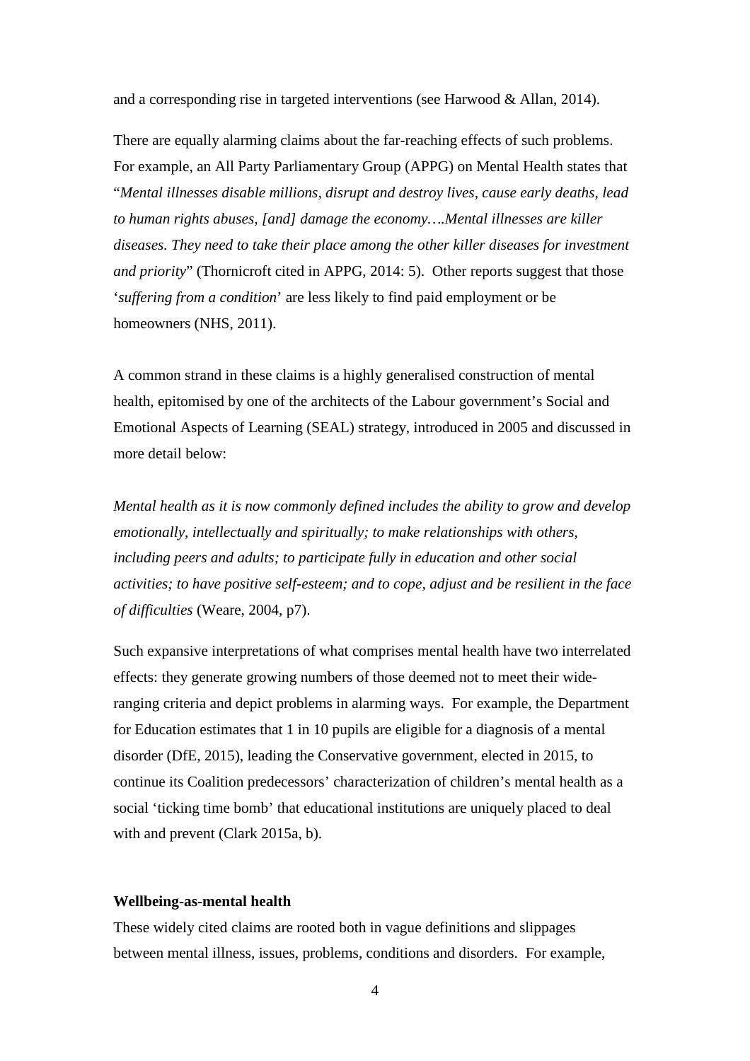and a corresponding rise in targeted interventions (see Harwood & Allan, 2014).

There are equally alarming claims about the far-reaching effects of such problems. For example, an All Party Parliamentary Group (APPG) on Mental Health states that "*Mental illnesses disable millions, disrupt and destroy lives, cause early deaths, lead to human rights abuses, [and] damage the economy….Mental illnesses are killer diseases. They need to take their place among the other killer diseases for investment and priority*" (Thornicroft cited in APPG, 2014: 5). Other reports suggest that those '*suffering from a condition*' are less likely to find paid employment or be homeowners (NHS, 2011).

A common strand in these claims is a highly generalised construction of mental health, epitomised by one of the architects of the Labour government's Social and Emotional Aspects of Learning (SEAL) strategy, introduced in 2005 and discussed in more detail below:

*Mental health as it is now commonly defined includes the ability to grow and develop emotionally, intellectually and spiritually; to make relationships with others, including peers and adults; to participate fully in education and other social activities; to have positive self-esteem; and to cope, adjust and be resilient in the face of difficulties* (Weare, 2004, p7).

Such expansive interpretations of what comprises mental health have two interrelated effects: they generate growing numbers of those deemed not to meet their wide-ranging criteria and depict problems in alarming ways. For example, the Department for Education estimates that 1 in 10 pupils are eligible for a diagnosis of a mental disorder (DfE, 2015), leading the Conservative government, elected in 2015, to continue its Coalition predecessors' characterization of children's mental health as a social 'ticking time bomb' that educational institutions are uniquely placed to deal with and prevent (Clark 2015a, b).

**Wellbeing-as-mental health**

These widely cited claims are rooted both in vague definitions and slippages between mental illness, issues, problems, conditions and disorders. For example,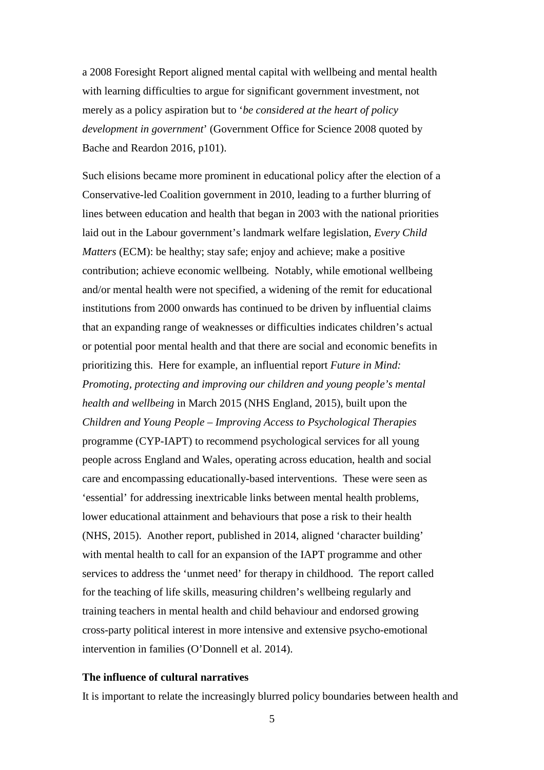a 2008 Foresight Report aligned mental capital with wellbeing and mental health with learning difficulties to argue for significant government investment, not merely as a policy aspiration but to '*be considered at the heart of policy development in government*' (Government Office for Science 2008 quoted by Bache and Reardon 2016, p101).

Such elisions became more prominent in educational policy after the election of a Conservative-led Coalition government in 2010, leading to a further blurring of lines between education and health that began in 2003 with the national priorities laid out in the Labour government's landmark welfare legislation, *Every Child Matters* (ECM): be healthy; stay safe; enjoy and achieve; make a positive contribution; achieve economic wellbeing. Notably, while emotional wellbeing and/or mental health were not specified, a widening of the remit for educational institutions from 2000 onwards has continued to be driven by influential claims that an expanding range of weaknesses or difficulties indicates children's actual or potential poor mental health and that there are social and economic benefits in prioritizing this. Here for example, an influential report *Future in Mind: Promoting, protecting and improving our children and young people's mental health and wellbeing* in March 2015 (NHS England, 2015), built upon the *Children and Young People – Improving Access to Psychological Therapies* programme (CYP-IAPT) to recommend psychological services for all young people across England and Wales, operating across education, health and social care and encompassing educationally-based interventions. These were seen as 'essential' for addressing inextricable links between mental health problems, lower educational attainment and behaviours that pose a risk to their health (NHS, 2015). Another report, published in 2014, aligned 'character building' with mental health to call for an expansion of the IAPT programme and other services to address the 'unmet need' for therapy in childhood. The report called for the teaching of life skills, measuring children's wellbeing regularly and training teachers in mental health and child behaviour and endorsed growing cross-party political interest in more intensive and extensive psycho-emotional intervention in families (O'Donnell et al. 2014).

**The influence of cultural narratives**

It is important to relate the increasingly blurred policy boundaries between health and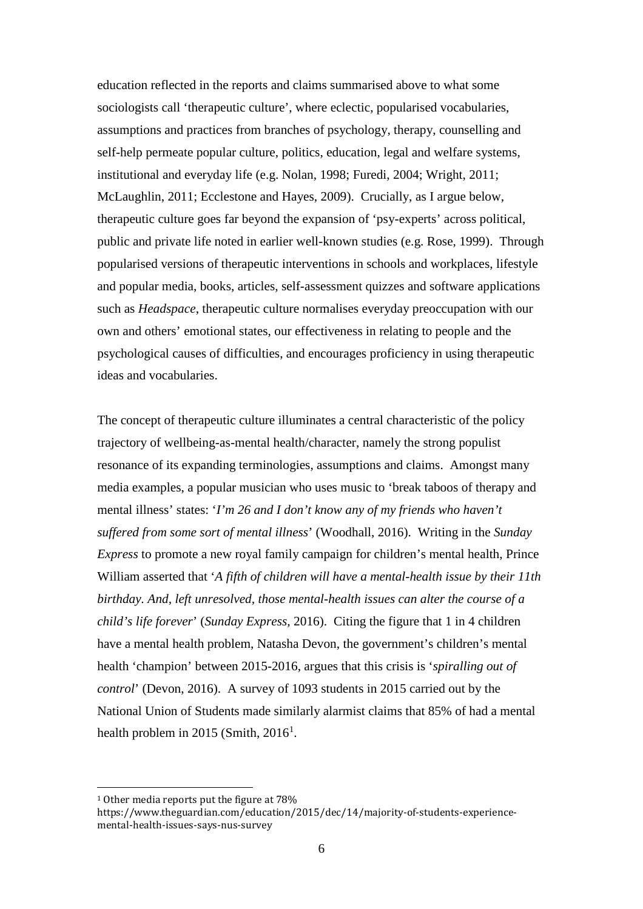education reflected in the reports and claims summarised above to what some sociologists call 'therapeutic culture', where eclectic, popularised vocabularies, assumptions and practices from branches of psychology, therapy, counselling and self-help permeate popular culture, politics, education, legal and welfare systems, institutional and everyday life (e.g. Nolan, 1998; Furedi, 2004; Wright, 2011; McLaughlin, 2011; Ecclestone and Hayes, 2009). Crucially, as I argue below, therapeutic culture goes far beyond the expansion of 'psy-experts' across political, public and private life noted in earlier well-known studies (e.g. Rose, 1999). Through popularised versions of therapeutic interventions in schools and workplaces, lifestyle and popular media, books, articles, self-assessment quizzes and software applications such as *Headspace*, therapeutic culture normalises everyday preoccupation with our own and others' emotional states, our effectiveness in relating to people and the psychological causes of difficulties, and encourages proficiency in using therapeutic ideas and vocabularies.

The concept of therapeutic culture illuminates a central characteristic of the policy trajectory of wellbeing-as-mental health/character, namely the strong populist resonance of its expanding terminologies, assumptions and claims. Amongst many media examples, a popular musician who uses music to 'break taboos of therapy and mental illness' states: '*I'm 26 and I don't know any of my friends who haven't suffered from some sort of mental illness*' (Woodhall, 2016). Writing in the *Sunday Express* to promote a new royal family campaign for children's mental health, Prince William asserted that '*A fifth of children will have a mental-health issue by their 11th birthday. And, left unresolved, those mental-health issues can alter the course of a child's life forever*' (*Sunday Express*, 2016). Citing the figure that 1 in 4 children have a mental health problem, Natasha Devon, the government's children's mental health 'champion' between 2015-2016, argues that this crisis is '*spiralling out of control*' (Devon, 2016). A survey of 1093 students in 2015 carried out by the National Union of Students made similarly alarmist claims that 85% of had a mental health problem in 2015 (Smith, 2016[1].

[1] Other media reports put the figure at 78% https://www.theguardian.com/education/2015/dec/14/majority-of-students-experience-mental-health-issues-says-nus-survey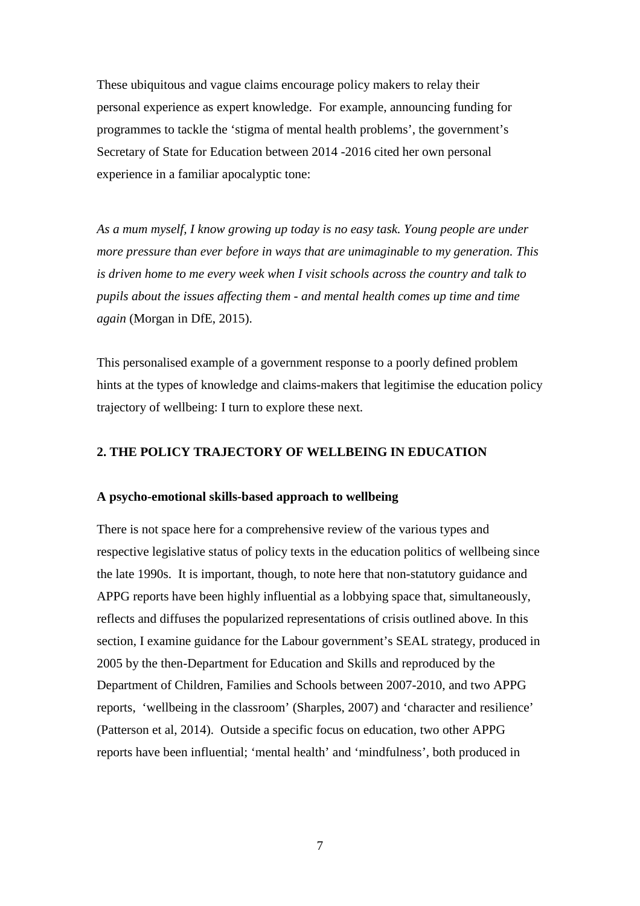These ubiquitous and vague claims encourage policy makers to relay their personal experience as expert knowledge. For example, announcing funding for programmes to tackle the 'stigma of mental health problems', the government's Secretary of State for Education between 2014 -2016 cited her own personal experience in a familiar apocalyptic tone:

*As a mum myself, I know growing up today is no easy task. Young people are under more pressure than ever before in ways that are unimaginable to my generation. This is driven home to me every week when I visit schools across the country and talk to pupils about the issues affecting them - and mental health comes up time and time again* (Morgan in DfE, 2015).

This personalised example of a government response to a poorly defined problem hints at the types of knowledge and claims-makers that legitimise the education policy trajectory of wellbeing: I turn to explore these next.

## 2. THE POLICY TRAJECTORY OF WELLBEING IN EDUCATION

### A psycho-emotional skills-based approach to wellbeing

There is not space here for a comprehensive review of the various types and respective legislative status of policy texts in the education politics of wellbeing since the late 1990s. It is important, though, to note here that non-statutory guidance and APPG reports have been highly influential as a lobbying space that, simultaneously, reflects and diffuses the popularized representations of crisis outlined above. In this section, I examine guidance for the Labour government's SEAL strategy, produced in 2005 by the then-Department for Education and Skills and reproduced by the Department of Children, Families and Schools between 2007-2010, and two APPG reports, 'wellbeing in the classroom' (Sharples, 2007) and 'character and resilience' (Patterson et al, 2014). Outside a specific focus on education, two other APPG reports have been influential; 'mental health' and 'mindfulness', both produced in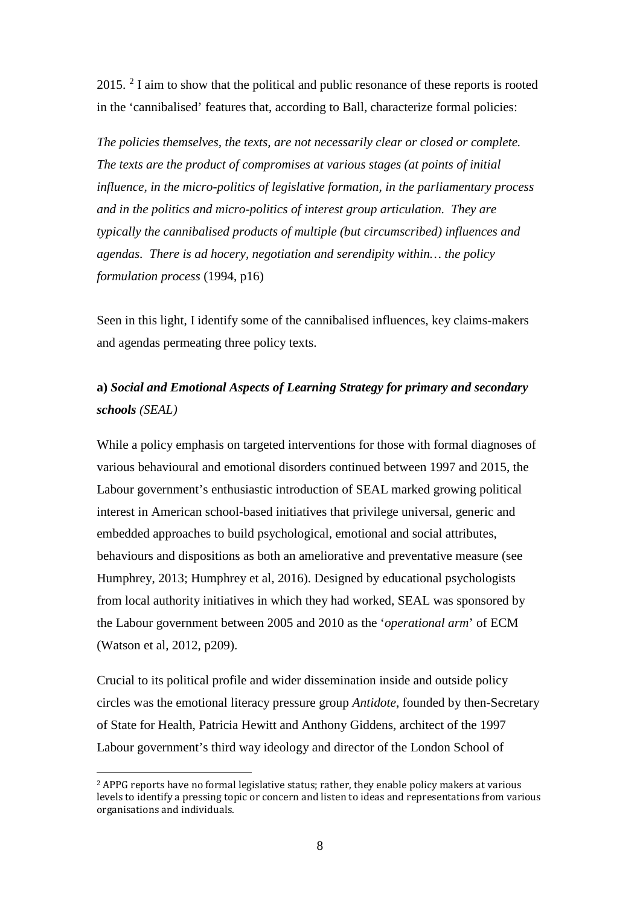2015. [2] I aim to show that the political and public resonance of these reports is rooted in the 'cannibalised' features that, according to Ball, characterize formal policies:

*The policies themselves, the texts, are not necessarily clear or closed or complete. The texts are the product of compromises at various stages (at points of initial influence, in the micro-politics of legislative formation, in the parliamentary process and in the politics and micro-politics of interest group articulation. They are typically the cannibalised products of multiple (but circumscribed) influences and agendas. There is ad hocery, negotiation and serendipity within… the policy formulation process* (1994, p16)

Seen in this light, I identify some of the cannibalised influences, key claims-makers and agendas permeating three policy texts.

**a)** ***Social and Emotional Aspects of Learning Strategy for primary and secondary schools*** *(SEAL)*

While a policy emphasis on targeted interventions for those with formal diagnoses of various behavioural and emotional disorders continued between 1997 and 2015, the Labour government's enthusiastic introduction of SEAL marked growing political interest in American school-based initiatives that privilege universal, generic and embedded approaches to build psychological, emotional and social attributes, behaviours and dispositions as both an ameliorative and preventative measure (see Humphrey, 2013; Humphrey et al, 2016). Designed by educational psychologists from local authority initiatives in which they had worked, SEAL was sponsored by the Labour government between 2005 and 2010 as the '*operational arm*' of ECM (Watson et al, 2012, p209).

Crucial to its political profile and wider dissemination inside and outside policy circles was the emotional literacy pressure group *Antidote*, founded by then-Secretary of State for Health, Patricia Hewitt and Anthony Giddens, architect of the 1997 Labour government's third way ideology and director of the London School of

---

[2] APPG reports have no formal legislative status; rather, they enable policy makers at various levels to identify a pressing topic or concern and listen to ideas and representations from various organisations and individuals.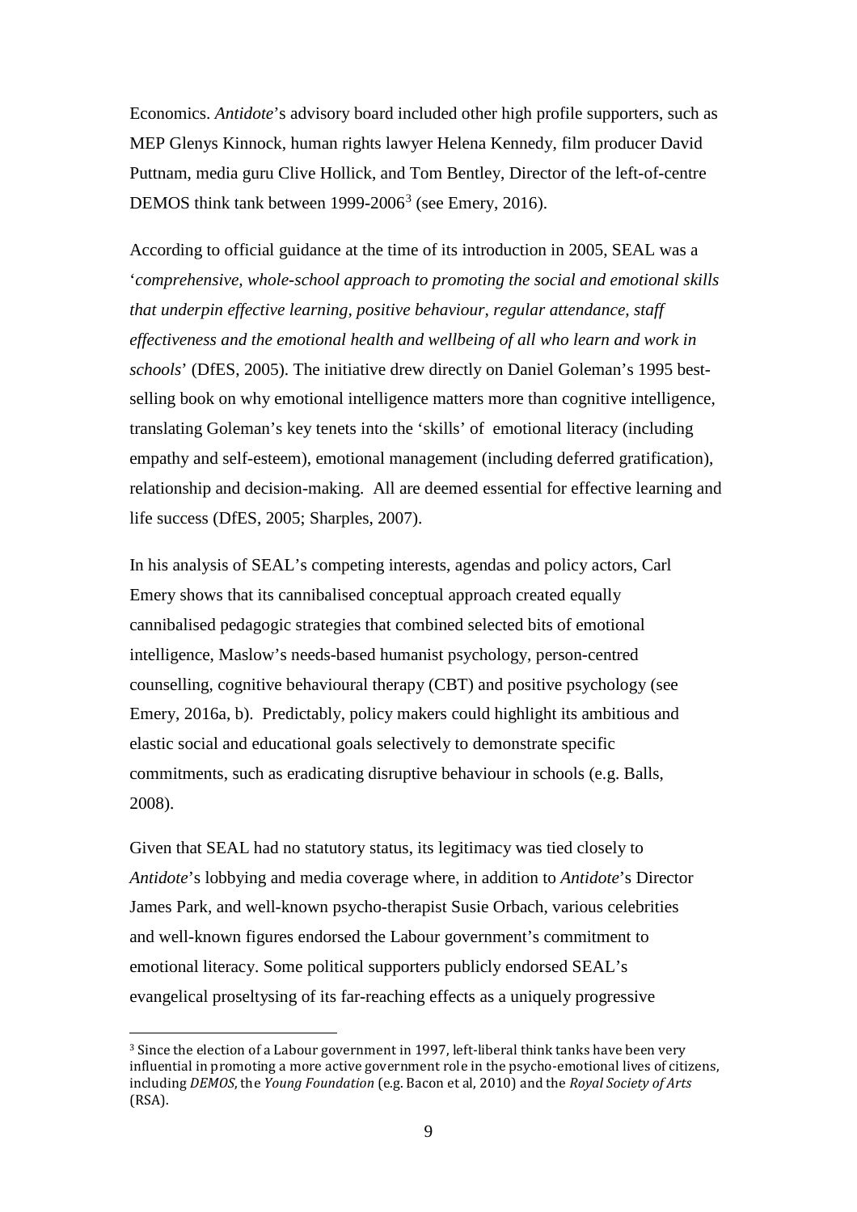Economics. *Antidote*'s advisory board included other high profile supporters, such as MEP Glenys Kinnock, human rights lawyer Helena Kennedy, film producer David Puttnam, media guru Clive Hollick, and Tom Bentley, Director of the left-of-centre DEMOS think tank between 1999-2006[3] (see Emery, 2016).

According to official guidance at the time of its introduction in 2005, SEAL was a '*comprehensive, whole-school approach to promoting the social and emotional skills that underpin effective learning, positive behaviour, regular attendance, staff effectiveness and the emotional health and wellbeing of all who learn and work in schools*' (DfES, 2005). The initiative drew directly on Daniel Goleman's 1995 best-selling book on why emotional intelligence matters more than cognitive intelligence, translating Goleman's key tenets into the 'skills' of emotional literacy (including empathy and self-esteem), emotional management (including deferred gratification), relationship and decision-making. All are deemed essential for effective learning and life success (DfES, 2005; Sharples, 2007).

In his analysis of SEAL's competing interests, agendas and policy actors, Carl Emery shows that its cannibalised conceptual approach created equally cannibalised pedagogic strategies that combined selected bits of emotional intelligence, Maslow's needs-based humanist psychology, person-centred counselling, cognitive behavioural therapy (CBT) and positive psychology (see Emery, 2016a, b). Predictably, policy makers could highlight its ambitious and elastic social and educational goals selectively to demonstrate specific commitments, such as eradicating disruptive behaviour in schools (e.g. Balls, 2008).

Given that SEAL had no statutory status, its legitimacy was tied closely to *Antidote*'s lobbying and media coverage where, in addition to *Antidote*'s Director James Park, and well-known psycho-therapist Susie Orbach, various celebrities and well-known figures endorsed the Labour government's commitment to emotional literacy. Some political supporters publicly endorsed SEAL's evangelical proseltysing of its far-reaching effects as a uniquely progressive

[3] Since the election of a Labour government in 1997, left-liberal think tanks have been very influential in promoting a more active government role in the psycho-emotional lives of citizens, including *DEMOS*, the *Young Foundation* (e.g. Bacon et al, 2010) and the *Royal Society of Arts* (RSA).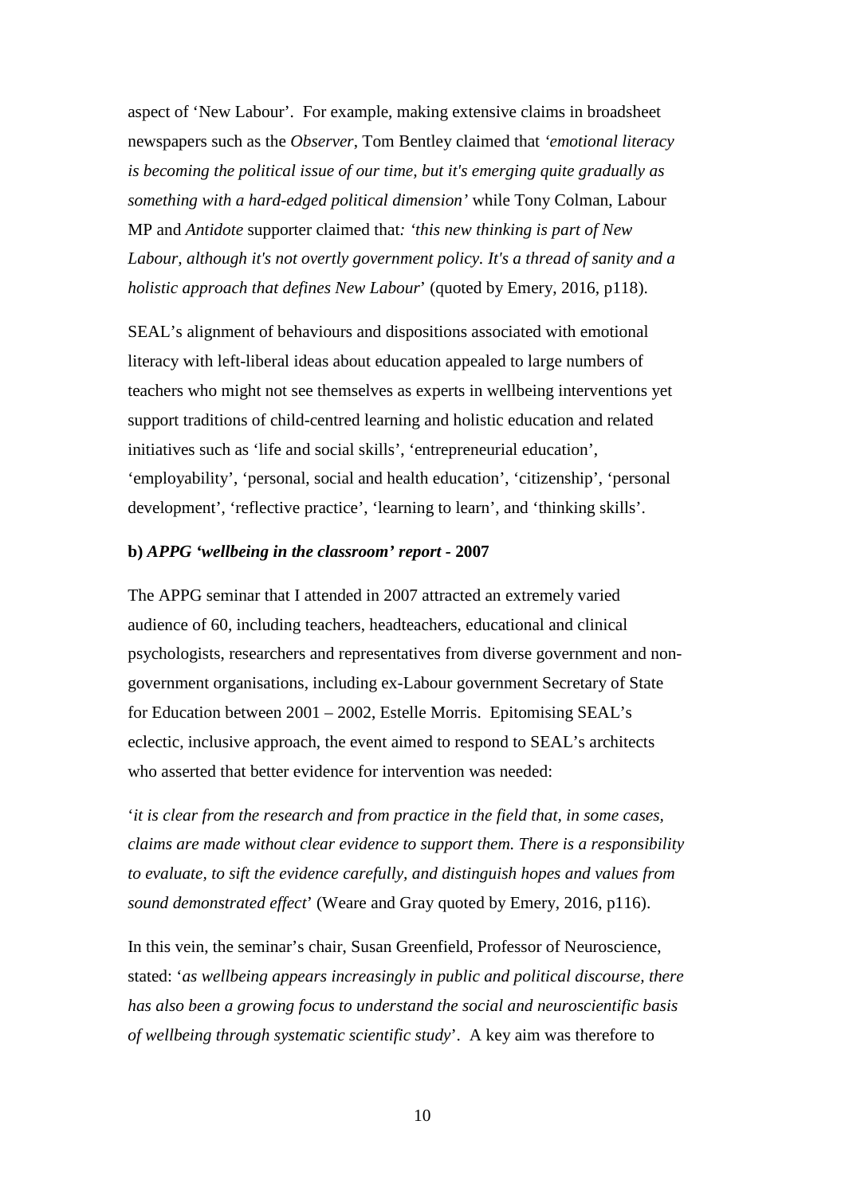aspect of 'New Labour'. For example, making extensive claims in broadsheet newspapers such as the *Observer*, Tom Bentley claimed that *'emotional literacy is becoming the political issue of our time, but it's emerging quite gradually as something with a hard-edged political dimension'* while Tony Colman, Labour MP and *Antidote* supporter claimed that*: 'this new thinking is part of New Labour, although it's not overtly government policy. It's a thread of sanity and a holistic approach that defines New Labour*' (quoted by Emery, 2016, p118).

SEAL's alignment of behaviours and dispositions associated with emotional literacy with left-liberal ideas about education appealed to large numbers of teachers who might not see themselves as experts in wellbeing interventions yet support traditions of child-centred learning and holistic education and related initiatives such as 'life and social skills', 'entrepreneurial education', 'employability', 'personal, social and health education', 'citizenship', 'personal development', 'reflective practice', 'learning to learn', and 'thinking skills'.

**b)** ***APPG 'wellbeing in the classroom' report*** **- 2007**

The APPG seminar that I attended in 2007 attracted an extremely varied audience of 60, including teachers, headteachers, educational and clinical psychologists, researchers and representatives from diverse government and non-government organisations, including ex-Labour government Secretary of State for Education between 2001 – 2002, Estelle Morris. Epitomising SEAL's eclectic, inclusive approach, the event aimed to respond to SEAL's architects who asserted that better evidence for intervention was needed:

'*it is clear from the research and from practice in the field that, in some cases, claims are made without clear evidence to support them. There is a responsibility to evaluate, to sift the evidence carefully, and distinguish hopes and values from sound demonstrated effect*' (Weare and Gray quoted by Emery, 2016, p116).

In this vein, the seminar's chair, Susan Greenfield, Professor of Neuroscience, stated: '*as wellbeing appears increasingly in public and political discourse, there has also been a growing focus to understand the social and neuroscientific basis of wellbeing through systematic scientific study*'. A key aim was therefore to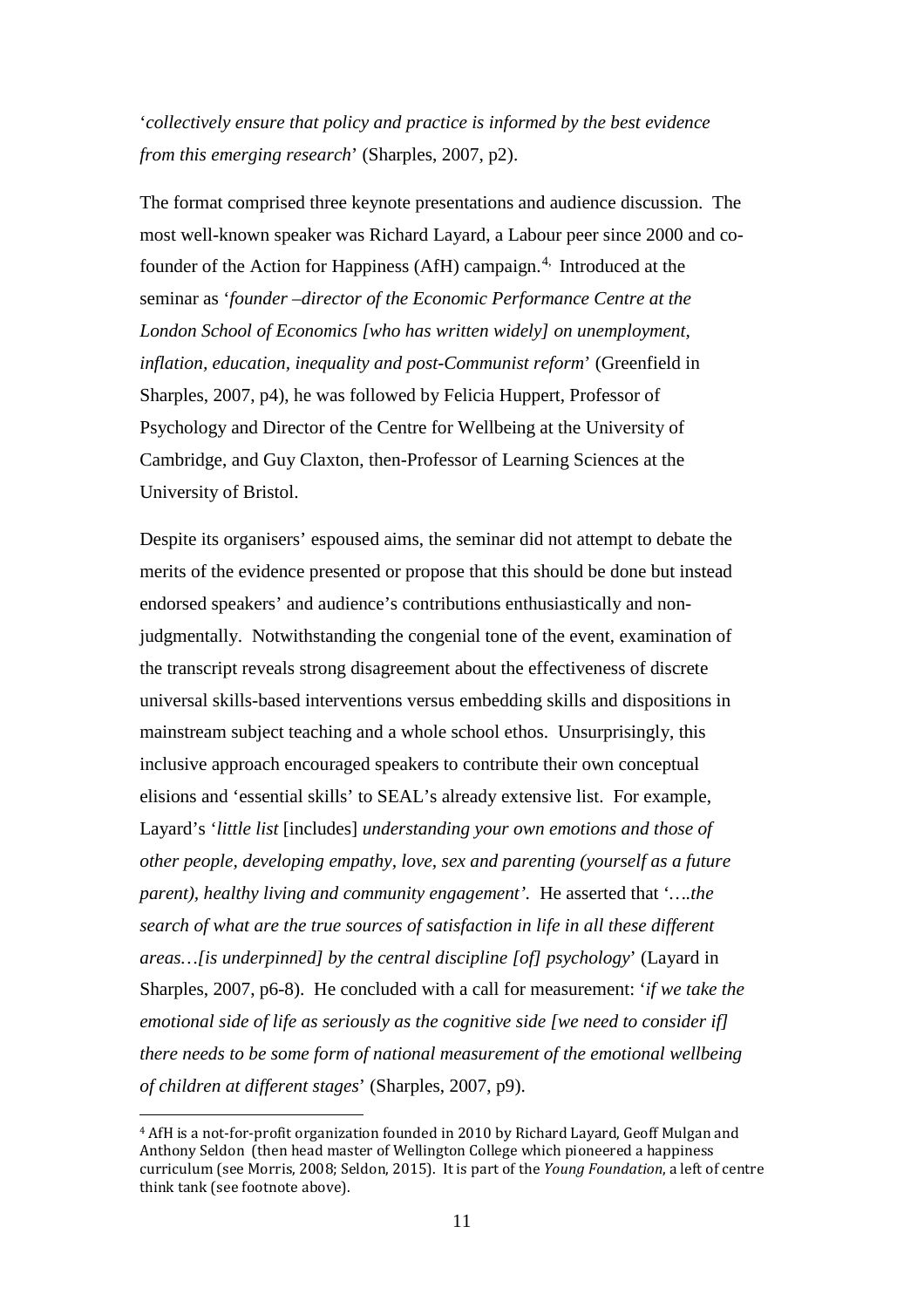'*collectively ensure that policy and practice is informed by the best evidence from this emerging research*' (Sharples, 2007, p2).

The format comprised three keynote presentations and audience discussion. The most well-known speaker was Richard Layard, a Labour peer since 2000 and co-founder of the Action for Happiness (AfH) campaign.[4,] Introduced at the seminar as '*founder –director of the Economic Performance Centre at the London School of Economics [who has written widely] on unemployment, inflation, education, inequality and post-Communist reform*' (Greenfield in Sharples, 2007, p4), he was followed by Felicia Huppert, Professor of Psychology and Director of the Centre for Wellbeing at the University of Cambridge, and Guy Claxton, then-Professor of Learning Sciences at the University of Bristol.

Despite its organisers' espoused aims, the seminar did not attempt to debate the merits of the evidence presented or propose that this should be done but instead endorsed speakers' and audience's contributions enthusiastically and non-judgmentally. Notwithstanding the congenial tone of the event, examination of the transcript reveals strong disagreement about the effectiveness of discrete universal skills-based interventions versus embedding skills and dispositions in mainstream subject teaching and a whole school ethos. Unsurprisingly, this inclusive approach encouraged speakers to contribute their own conceptual elisions and 'essential skills' to SEAL's already extensive list. For example, Layard's '*little list* [includes] *understanding your own emotions and those of other people, developing empathy, love, sex and parenting (yourself as a future parent), healthy living and community engagement'*. He asserted that '*….the search of what are the true sources of satisfaction in life in all these different areas…[is underpinned] by the central discipline [of] psychology*' (Layard in Sharples, 2007, p6-8). He concluded with a call for measurement: '*if we take the emotional side of life as seriously as the cognitive side [we need to consider if] there needs to be some form of national measurement of the emotional wellbeing of children at different stages*' (Sharples, 2007, p9).

[4] AfH is a not-for-profit organization founded in 2010 by Richard Layard, Geoff Mulgan and Anthony Seldon (then head master of Wellington College which pioneered a happiness curriculum (see Morris, 2008; Seldon, 2015). It is part of the *Young Foundation*, a left of centre think tank (see footnote above).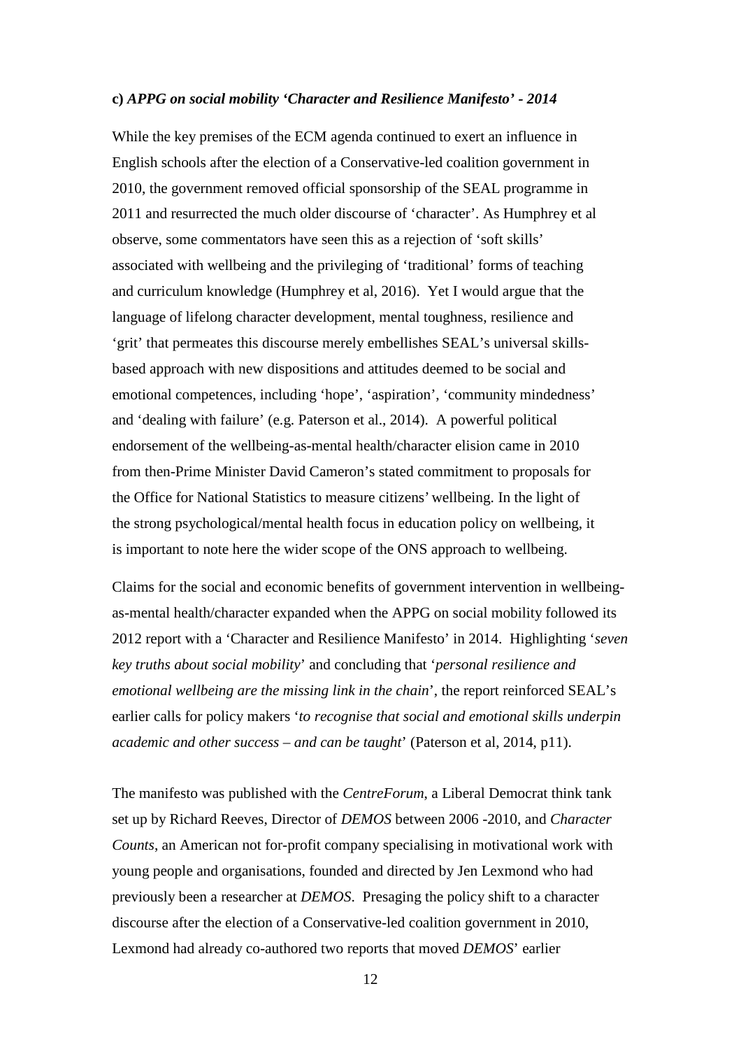**c)** ***APPG on social mobility 'Character and Resilience Manifesto' - 2014***

While the key premises of the ECM agenda continued to exert an influence in English schools after the election of a Conservative-led coalition government in 2010, the government removed official sponsorship of the SEAL programme in 2011 and resurrected the much older discourse of 'character'. As Humphrey et al observe, some commentators have seen this as a rejection of 'soft skills' associated with wellbeing and the privileging of 'traditional' forms of teaching and curriculum knowledge (Humphrey et al, 2016). Yet I would argue that the language of lifelong character development, mental toughness, resilience and 'grit' that permeates this discourse merely embellishes SEAL's universal skills-based approach with new dispositions and attitudes deemed to be social and emotional competences, including 'hope', 'aspiration', 'community mindedness' and 'dealing with failure' (e.g. Paterson et al., 2014). A powerful political endorsement of the wellbeing-as-mental health/character elision came in 2010 from then-Prime Minister David Cameron's stated commitment to proposals for the Office for National Statistics to measure citizens' wellbeing. In the light of the strong psychological/mental health focus in education policy on wellbeing, it is important to note here the wider scope of the ONS approach to wellbeing.

Claims for the social and economic benefits of government intervention in wellbeing-as-mental health/character expanded when the APPG on social mobility followed its 2012 report with a 'Character and Resilience Manifesto' in 2014. Highlighting '*seven key truths about social mobility*' and concluding that '*personal resilience and emotional wellbeing are the missing link in the chain*', the report reinforced SEAL's earlier calls for policy makers '*to recognise that social and emotional skills underpin academic and other success – and can be taught*' (Paterson et al, 2014, p11).

The manifesto was published with the *CentreForum*, a Liberal Democrat think tank set up by Richard Reeves, Director of *DEMOS* between 2006 -2010, and *Character Counts*, an American not for-profit company specialising in motivational work with young people and organisations, founded and directed by Jen Lexmond who had previously been a researcher at *DEMOS*. Presaging the policy shift to a character discourse after the election of a Conservative-led coalition government in 2010, Lexmond had already co-authored two reports that moved *DEMOS*' earlier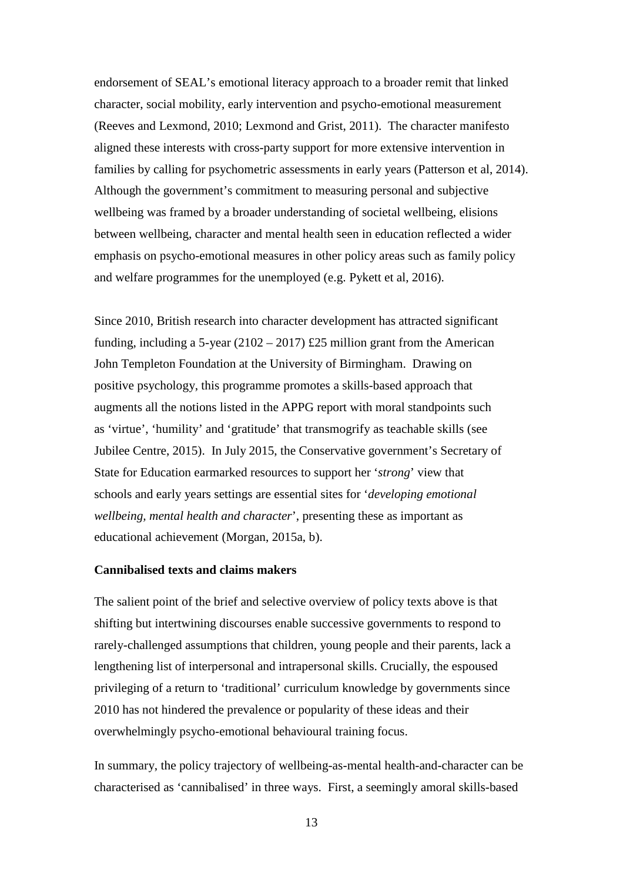endorsement of SEAL's emotional literacy approach to a broader remit that linked character, social mobility, early intervention and psycho-emotional measurement (Reeves and Lexmond, 2010; Lexmond and Grist, 2011). The character manifesto aligned these interests with cross-party support for more extensive intervention in families by calling for psychometric assessments in early years (Patterson et al, 2014). Although the government's commitment to measuring personal and subjective wellbeing was framed by a broader understanding of societal wellbeing, elisions between wellbeing, character and mental health seen in education reflected a wider emphasis on psycho-emotional measures in other policy areas such as family policy and welfare programmes for the unemployed (e.g. Pykett et al, 2016).

Since 2010, British research into character development has attracted significant funding, including a 5-year (2102 – 2017) £25 million grant from the American John Templeton Foundation at the University of Birmingham. Drawing on positive psychology, this programme promotes a skills-based approach that augments all the notions listed in the APPG report with moral standpoints such as 'virtue', 'humility' and 'gratitude' that transmogrify as teachable skills (see Jubilee Centre, 2015). In July 2015, the Conservative government's Secretary of State for Education earmarked resources to support her '*strong*' view that schools and early years settings are essential sites for '*developing emotional wellbeing, mental health and character*', presenting these as important as educational achievement (Morgan, 2015a, b).

**Cannibalised texts and claims makers**

The salient point of the brief and selective overview of policy texts above is that shifting but intertwining discourses enable successive governments to respond to rarely-challenged assumptions that children, young people and their parents, lack a lengthening list of interpersonal and intrapersonal skills. Crucially, the espoused privileging of a return to 'traditional' curriculum knowledge by governments since 2010 has not hindered the prevalence or popularity of these ideas and their overwhelmingly psycho-emotional behavioural training focus.

In summary, the policy trajectory of wellbeing-as-mental health-and-character can be characterised as 'cannibalised' in three ways. First, a seemingly amoral skills-based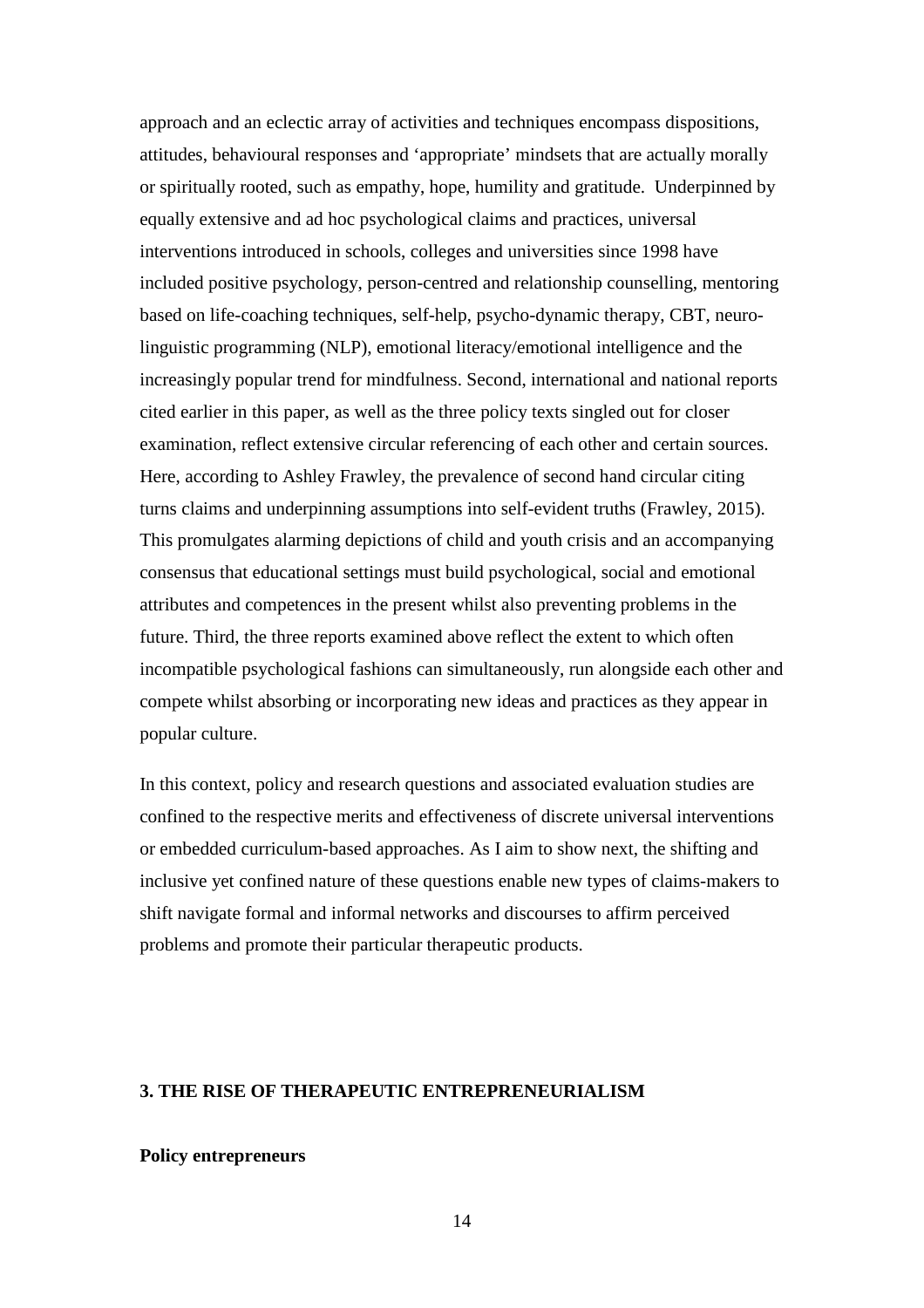approach and an eclectic array of activities and techniques encompass dispositions, attitudes, behavioural responses and 'appropriate' mindsets that are actually morally or spiritually rooted, such as empathy, hope, humility and gratitude. Underpinned by equally extensive and ad hoc psychological claims and practices, universal interventions introduced in schools, colleges and universities since 1998 have included positive psychology, person-centred and relationship counselling, mentoring based on life-coaching techniques, self-help, psycho-dynamic therapy, CBT, neuro-linguistic programming (NLP), emotional literacy/emotional intelligence and the increasingly popular trend for mindfulness. Second, international and national reports cited earlier in this paper, as well as the three policy texts singled out for closer examination, reflect extensive circular referencing of each other and certain sources. Here, according to Ashley Frawley, the prevalence of second hand circular citing turns claims and underpinning assumptions into self-evident truths (Frawley, 2015). This promulgates alarming depictions of child and youth crisis and an accompanying consensus that educational settings must build psychological, social and emotional attributes and competences in the present whilst also preventing problems in the future. Third, the three reports examined above reflect the extent to which often incompatible psychological fashions can simultaneously, run alongside each other and compete whilst absorbing or incorporating new ideas and practices as they appear in popular culture.

In this context, policy and research questions and associated evaluation studies are confined to the respective merits and effectiveness of discrete universal interventions or embedded curriculum-based approaches. As I aim to show next, the shifting and inclusive yet confined nature of these questions enable new types of claims-makers to shift navigate formal and informal networks and discourses to affirm perceived problems and promote their particular therapeutic products.

## 3. THE RISE OF THERAPEUTIC ENTREPRENEURIALISM

### Policy entrepreneurs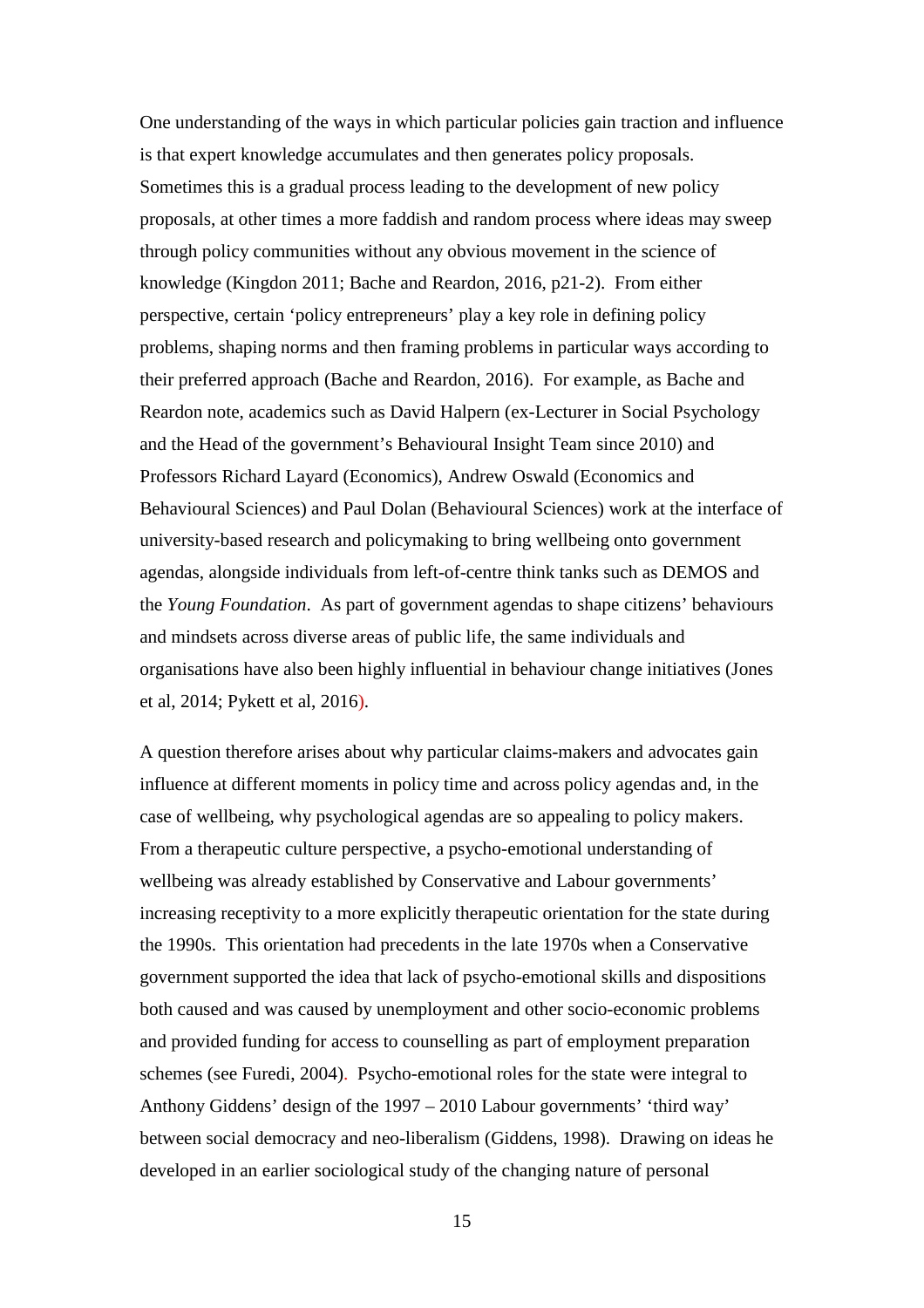One understanding of the ways in which particular policies gain traction and influence is that expert knowledge accumulates and then generates policy proposals. Sometimes this is a gradual process leading to the development of new policy proposals, at other times a more faddish and random process where ideas may sweep through policy communities without any obvious movement in the science of knowledge (Kingdon 2011; Bache and Reardon, 2016, p21-2). From either perspective, certain 'policy entrepreneurs' play a key role in defining policy problems, shaping norms and then framing problems in particular ways according to their preferred approach (Bache and Reardon, 2016). For example, as Bache and Reardon note, academics such as David Halpern (ex-Lecturer in Social Psychology and the Head of the government's Behavioural Insight Team since 2010) and Professors Richard Layard (Economics), Andrew Oswald (Economics and Behavioural Sciences) and Paul Dolan (Behavioural Sciences) work at the interface of university-based research and policymaking to bring wellbeing onto government agendas, alongside individuals from left-of-centre think tanks such as DEMOS and the *Young Foundation*. As part of government agendas to shape citizens' behaviours and mindsets across diverse areas of public life, the same individuals and organisations have also been highly influential in behaviour change initiatives (Jones et al, 2014; Pykett et al, 2016).

A question therefore arises about why particular claims-makers and advocates gain influence at different moments in policy time and across policy agendas and, in the case of wellbeing, why psychological agendas are so appealing to policy makers. From a therapeutic culture perspective, a psycho-emotional understanding of wellbeing was already established by Conservative and Labour governments' increasing receptivity to a more explicitly therapeutic orientation for the state during the 1990s. This orientation had precedents in the late 1970s when a Conservative government supported the idea that lack of psycho-emotional skills and dispositions both caused and was caused by unemployment and other socio-economic problems and provided funding for access to counselling as part of employment preparation schemes (see Furedi, 2004). Psycho-emotional roles for the state were integral to Anthony Giddens' design of the 1997 – 2010 Labour governments' 'third way' between social democracy and neo-liberalism (Giddens, 1998). Drawing on ideas he developed in an earlier sociological study of the changing nature of personal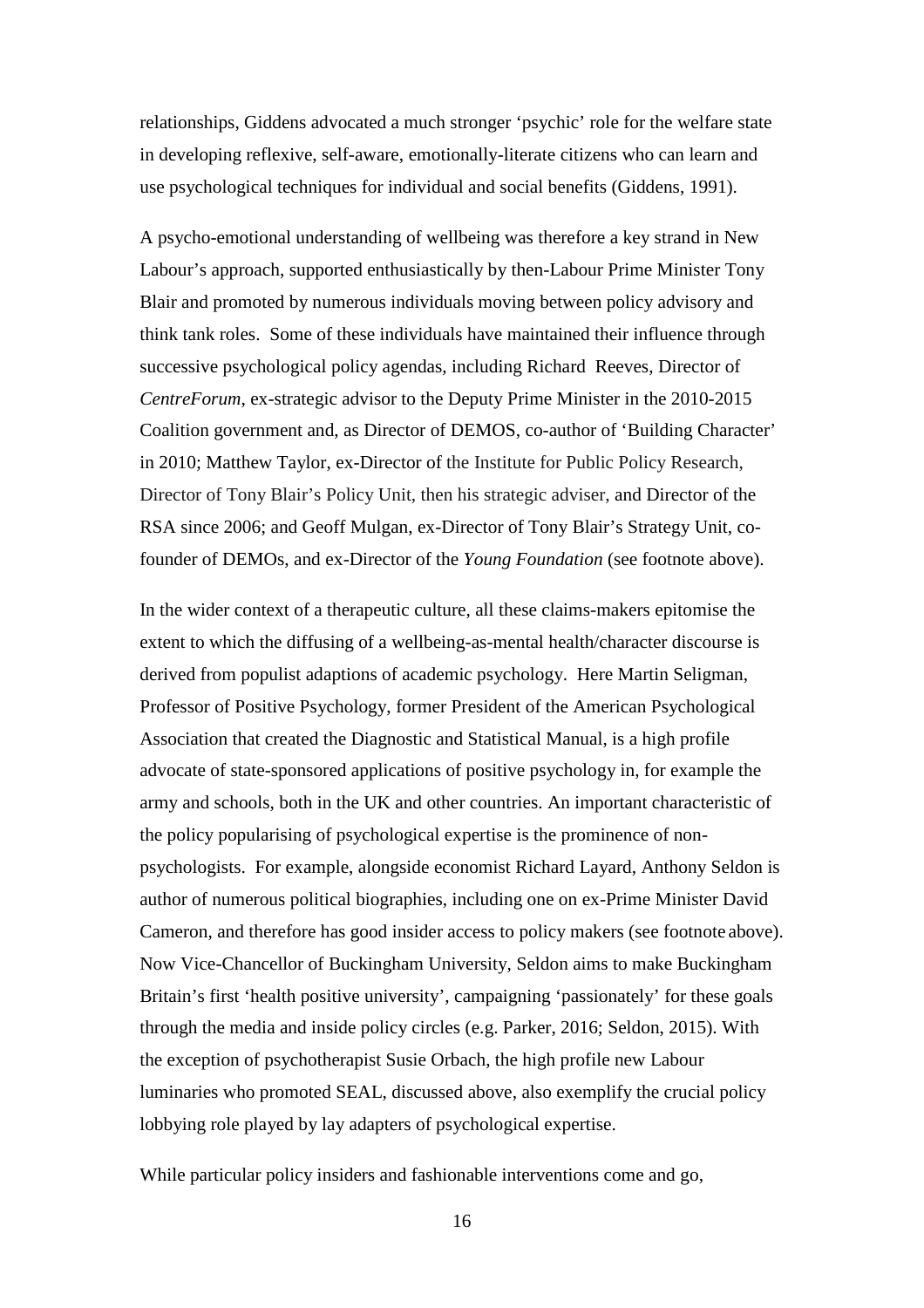relationships, Giddens advocated a much stronger 'psychic' role for the welfare state in developing reflexive, self-aware, emotionally-literate citizens who can learn and use psychological techniques for individual and social benefits (Giddens, 1991).

A psycho-emotional understanding of wellbeing was therefore a key strand in New Labour's approach, supported enthusiastically by then-Labour Prime Minister Tony Blair and promoted by numerous individuals moving between policy advisory and think tank roles. Some of these individuals have maintained their influence through successive psychological policy agendas, including Richard Reeves, Director of *CentreForum*, ex-strategic advisor to the Deputy Prime Minister in the 2010-2015 Coalition government and, as Director of DEMOS, co-author of 'Building Character' in 2010; Matthew Taylor, ex-Director of the Institute for Public Policy Research, Director of Tony Blair's Policy Unit, then his strategic adviser, and Director of the RSA since 2006; and Geoff Mulgan, ex-Director of Tony Blair's Strategy Unit, co-founder of DEMOs, and ex-Director of the *Young Foundation* (see footnote above).

In the wider context of a therapeutic culture, all these claims-makers epitomise the extent to which the diffusing of a wellbeing-as-mental health/character discourse is derived from populist adaptions of academic psychology. Here Martin Seligman, Professor of Positive Psychology, former President of the American Psychological Association that created the Diagnostic and Statistical Manual, is a high profile advocate of state-sponsored applications of positive psychology in, for example the army and schools, both in the UK and other countries. An important characteristic of the policy popularising of psychological expertise is the prominence of non-psychologists. For example, alongside economist Richard Layard, Anthony Seldon is author of numerous political biographies, including one on ex-Prime Minister David Cameron, and therefore has good insider access to policy makers (see footnote above). Now Vice-Chancellor of Buckingham University, Seldon aims to make Buckingham Britain's first 'health positive university', campaigning 'passionately' for these goals through the media and inside policy circles (e.g. Parker, 2016; Seldon, 2015). With the exception of psychotherapist Susie Orbach, the high profile new Labour luminaries who promoted SEAL, discussed above, also exemplify the crucial policy lobbying role played by lay adapters of psychological expertise.

While particular policy insiders and fashionable interventions come and go,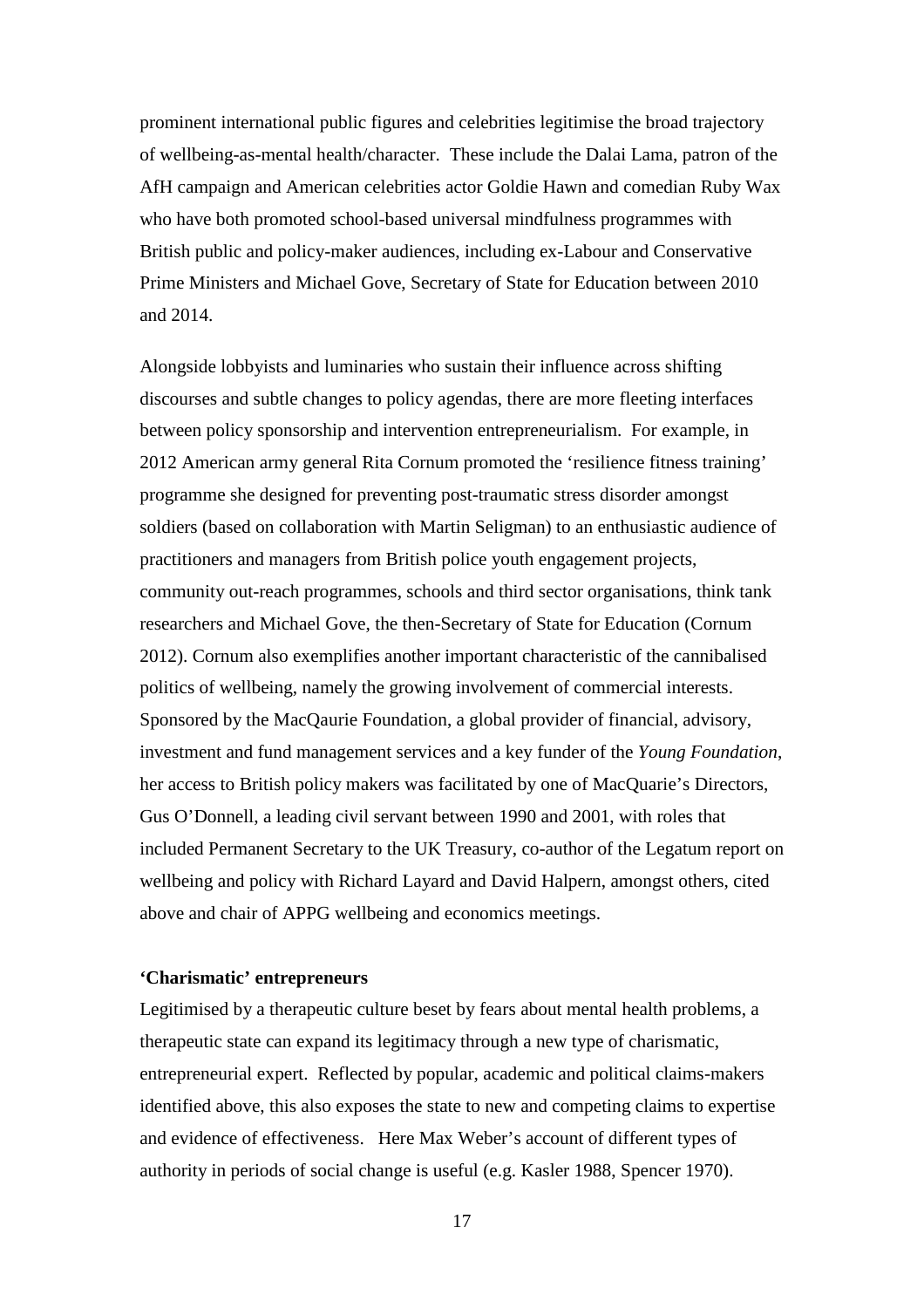prominent international public figures and celebrities legitimise the broad trajectory of wellbeing-as-mental health/character. These include the Dalai Lama, patron of the AfH campaign and American celebrities actor Goldie Hawn and comedian Ruby Wax who have both promoted school-based universal mindfulness programmes with British public and policy-maker audiences, including ex-Labour and Conservative Prime Ministers and Michael Gove, Secretary of State for Education between 2010 and 2014.

Alongside lobbyists and luminaries who sustain their influence across shifting discourses and subtle changes to policy agendas, there are more fleeting interfaces between policy sponsorship and intervention entrepreneurialism. For example, in 2012 American army general Rita Cornum promoted the 'resilience fitness training' programme she designed for preventing post-traumatic stress disorder amongst soldiers (based on collaboration with Martin Seligman) to an enthusiastic audience of practitioners and managers from British police youth engagement projects, community out-reach programmes, schools and third sector organisations, think tank researchers and Michael Gove, the then-Secretary of State for Education (Cornum 2012). Cornum also exemplifies another important characteristic of the cannibalised politics of wellbeing, namely the growing involvement of commercial interests. Sponsored by the MacQaurie Foundation, a global provider of financial, advisory, investment and fund management services and a key funder of the *Young Foundation*, her access to British policy makers was facilitated by one of MacQuarie's Directors, Gus O'Donnell, a leading civil servant between 1990 and 2001, with roles that included Permanent Secretary to the UK Treasury, co-author of the Legatum report on wellbeing and policy with Richard Layard and David Halpern, amongst others, cited above and chair of APPG wellbeing and economics meetings.

**'Charismatic' entrepreneurs**

Legitimised by a therapeutic culture beset by fears about mental health problems, a therapeutic state can expand its legitimacy through a new type of charismatic, entrepreneurial expert. Reflected by popular, academic and political claims-makers identified above, this also exposes the state to new and competing claims to expertise and evidence of effectiveness. Here Max Weber's account of different types of authority in periods of social change is useful (e.g. Kasler 1988, Spencer 1970).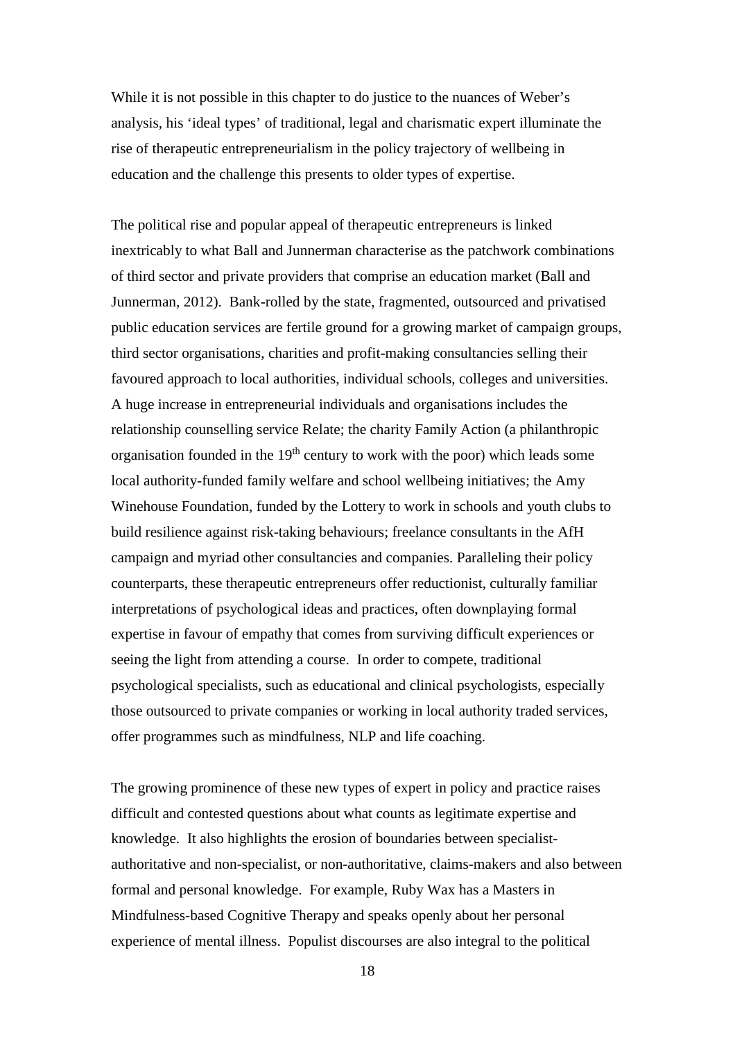While it is not possible in this chapter to do justice to the nuances of Weber's analysis, his 'ideal types' of traditional, legal and charismatic expert illuminate the rise of therapeutic entrepreneurialism in the policy trajectory of wellbeing in education and the challenge this presents to older types of expertise.

The political rise and popular appeal of therapeutic entrepreneurs is linked inextricably to what Ball and Junnerman characterise as the patchwork combinations of third sector and private providers that comprise an education market (Ball and Junnerman, 2012). Bank-rolled by the state, fragmented, outsourced and privatised public education services are fertile ground for a growing market of campaign groups, third sector organisations, charities and profit-making consultancies selling their favoured approach to local authorities, individual schools, colleges and universities. A huge increase in entrepreneurial individuals and organisations includes the relationship counselling service Relate; the charity Family Action (a philanthropic organisation founded in the 19th century to work with the poor) which leads some local authority-funded family welfare and school wellbeing initiatives; the Amy Winehouse Foundation, funded by the Lottery to work in schools and youth clubs to build resilience against risk-taking behaviours; freelance consultants in the AfH campaign and myriad other consultancies and companies. Paralleling their policy counterparts, these therapeutic entrepreneurs offer reductionist, culturally familiar interpretations of psychological ideas and practices, often downplaying formal expertise in favour of empathy that comes from surviving difficult experiences or seeing the light from attending a course. In order to compete, traditional psychological specialists, such as educational and clinical psychologists, especially those outsourced to private companies or working in local authority traded services, offer programmes such as mindfulness, NLP and life coaching.

The growing prominence of these new types of expert in policy and practice raises difficult and contested questions about what counts as legitimate expertise and knowledge. It also highlights the erosion of boundaries between specialist-authoritative and non-specialist, or non-authoritative, claims-makers and also between formal and personal knowledge. For example, Ruby Wax has a Masters in Mindfulness-based Cognitive Therapy and speaks openly about her personal experience of mental illness. Populist discourses are also integral to the political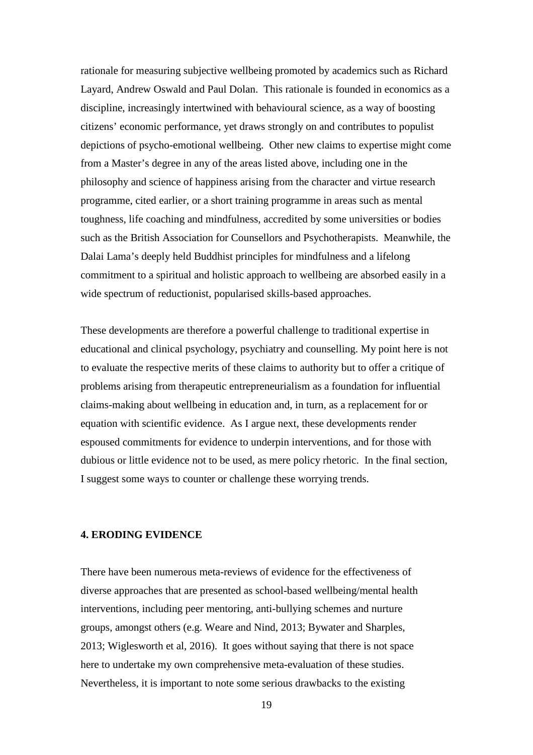rationale for measuring subjective wellbeing promoted by academics such as Richard Layard, Andrew Oswald and Paul Dolan. This rationale is founded in economics as a discipline, increasingly intertwined with behavioural science, as a way of boosting citizens' economic performance, yet draws strongly on and contributes to populist depictions of psycho-emotional wellbeing. Other new claims to expertise might come from a Master's degree in any of the areas listed above, including one in the philosophy and science of happiness arising from the character and virtue research programme, cited earlier, or a short training programme in areas such as mental toughness, life coaching and mindfulness, accredited by some universities or bodies such as the British Association for Counsellors and Psychotherapists. Meanwhile, the Dalai Lama's deeply held Buddhist principles for mindfulness and a lifelong commitment to a spiritual and holistic approach to wellbeing are absorbed easily in a wide spectrum of reductionist, popularised skills-based approaches.

These developments are therefore a powerful challenge to traditional expertise in educational and clinical psychology, psychiatry and counselling. My point here is not to evaluate the respective merits of these claims to authority but to offer a critique of problems arising from therapeutic entrepreneurialism as a foundation for influential claims-making about wellbeing in education and, in turn, as a replacement for or equation with scientific evidence. As I argue next, these developments render espoused commitments for evidence to underpin interventions, and for those with dubious or little evidence not to be used, as mere policy rhetoric. In the final section, I suggest some ways to counter or challenge these worrying trends.

## 4. ERODING EVIDENCE

There have been numerous meta-reviews of evidence for the effectiveness of diverse approaches that are presented as school-based wellbeing/mental health interventions, including peer mentoring, anti-bullying schemes and nurture groups, amongst others (e.g. Weare and Nind, 2013; Bywater and Sharples, 2013; Wiglesworth et al, 2016). It goes without saying that there is not space here to undertake my own comprehensive meta-evaluation of these studies. Nevertheless, it is important to note some serious drawbacks to the existing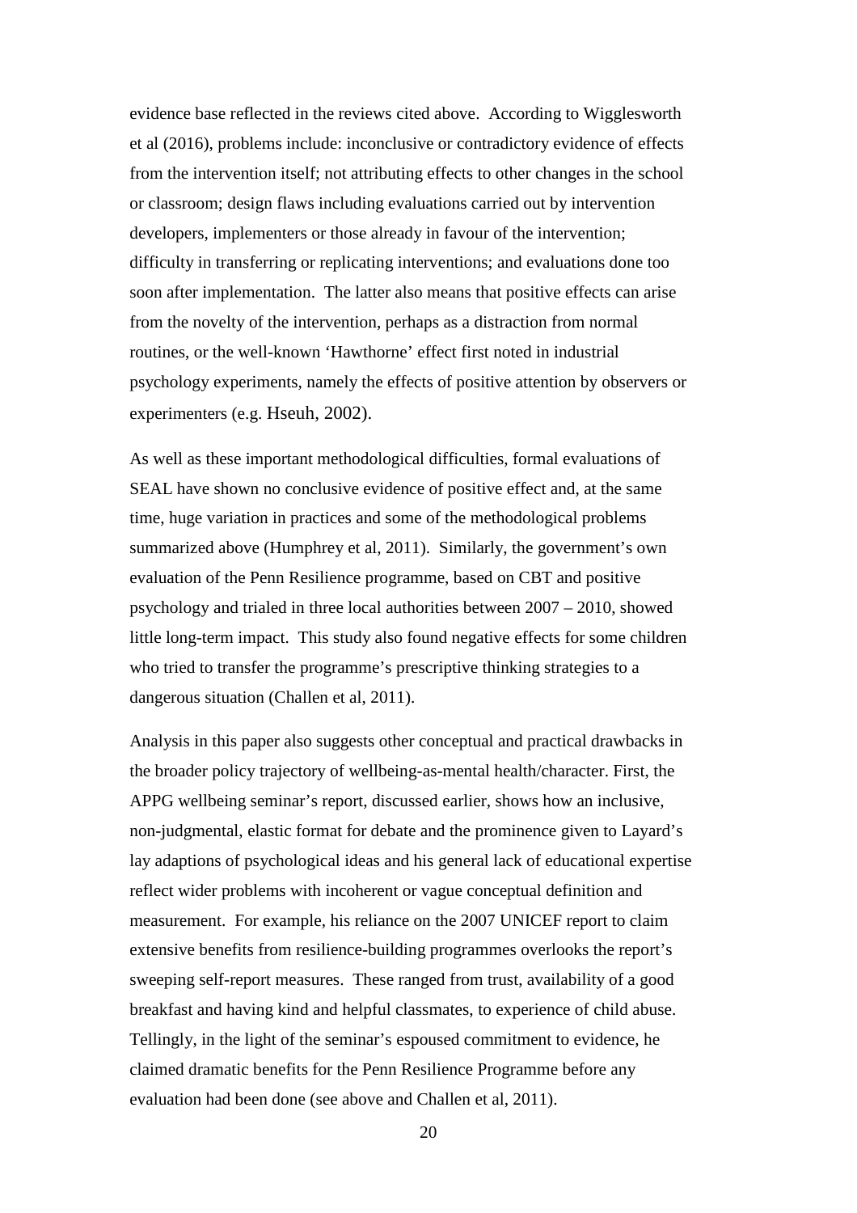evidence base reflected in the reviews cited above. According to Wigglesworth et al (2016), problems include: inconclusive or contradictory evidence of effects from the intervention itself; not attributing effects to other changes in the school or classroom; design flaws including evaluations carried out by intervention developers, implementers or those already in favour of the intervention; difficulty in transferring or replicating interventions; and evaluations done too soon after implementation. The latter also means that positive effects can arise from the novelty of the intervention, perhaps as a distraction from normal routines, or the well-known 'Hawthorne' effect first noted in industrial psychology experiments, namely the effects of positive attention by observers or experimenters (e.g. Hseuh, 2002).

As well as these important methodological difficulties, formal evaluations of SEAL have shown no conclusive evidence of positive effect and, at the same time, huge variation in practices and some of the methodological problems summarized above (Humphrey et al, 2011). Similarly, the government's own evaluation of the Penn Resilience programme, based on CBT and positive psychology and trialed in three local authorities between 2007 – 2010, showed little long-term impact. This study also found negative effects for some children who tried to transfer the programme's prescriptive thinking strategies to a dangerous situation (Challen et al, 2011).

Analysis in this paper also suggests other conceptual and practical drawbacks in the broader policy trajectory of wellbeing-as-mental health/character. First, the APPG wellbeing seminar's report, discussed earlier, shows how an inclusive, non-judgmental, elastic format for debate and the prominence given to Layard's lay adaptions of psychological ideas and his general lack of educational expertise reflect wider problems with incoherent or vague conceptual definition and measurement. For example, his reliance on the 2007 UNICEF report to claim extensive benefits from resilience-building programmes overlooks the report's sweeping self-report measures. These ranged from trust, availability of a good breakfast and having kind and helpful classmates, to experience of child abuse. Tellingly, in the light of the seminar's espoused commitment to evidence, he claimed dramatic benefits for the Penn Resilience Programme before any evaluation had been done (see above and Challen et al, 2011).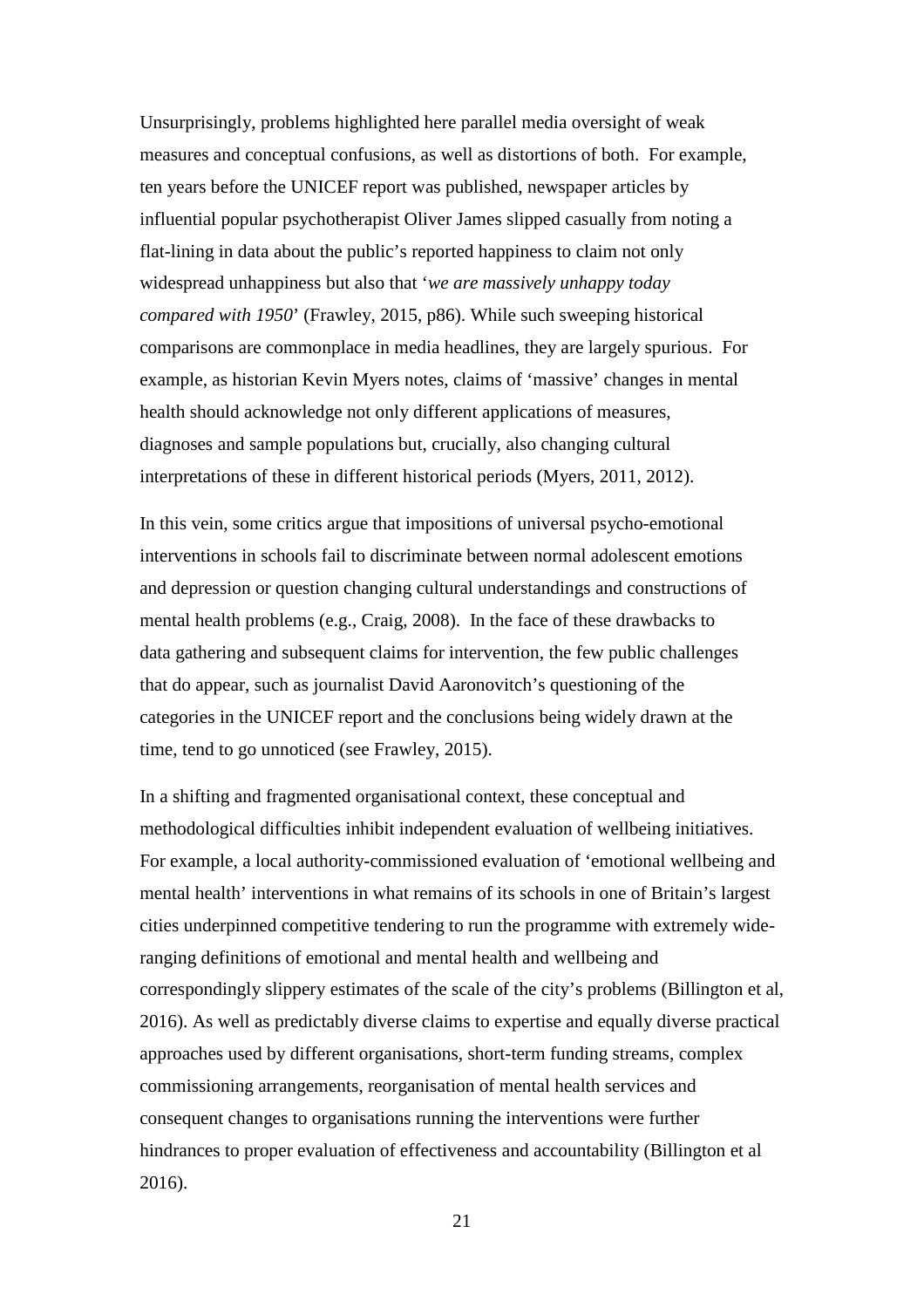Unsurprisingly, problems highlighted here parallel media oversight of weak measures and conceptual confusions, as well as distortions of both. For example, ten years before the UNICEF report was published, newspaper articles by influential popular psychotherapist Oliver James slipped casually from noting a flat-lining in data about the public's reported happiness to claim not only widespread unhappiness but also that '*we are massively unhappy today compared with 1950*' (Frawley, 2015, p86). While such sweeping historical comparisons are commonplace in media headlines, they are largely spurious. For example, as historian Kevin Myers notes, claims of 'massive' changes in mental health should acknowledge not only different applications of measures, diagnoses and sample populations but, crucially, also changing cultural interpretations of these in different historical periods (Myers, 2011, 2012).

In this vein, some critics argue that impositions of universal psycho-emotional interventions in schools fail to discriminate between normal adolescent emotions and depression or question changing cultural understandings and constructions of mental health problems (e.g., Craig, 2008). In the face of these drawbacks to data gathering and subsequent claims for intervention, the few public challenges that do appear, such as journalist David Aaronovitch's questioning of the categories in the UNICEF report and the conclusions being widely drawn at the time, tend to go unnoticed (see Frawley, 2015).

In a shifting and fragmented organisational context, these conceptual and methodological difficulties inhibit independent evaluation of wellbeing initiatives. For example, a local authority-commissioned evaluation of 'emotional wellbeing and mental health' interventions in what remains of its schools in one of Britain's largest cities underpinned competitive tendering to run the programme with extremely wide-ranging definitions of emotional and mental health and wellbeing and correspondingly slippery estimates of the scale of the city's problems (Billington et al, 2016). As well as predictably diverse claims to expertise and equally diverse practical approaches used by different organisations, short-term funding streams, complex commissioning arrangements, reorganisation of mental health services and consequent changes to organisations running the interventions were further hindrances to proper evaluation of effectiveness and accountability (Billington et al 2016).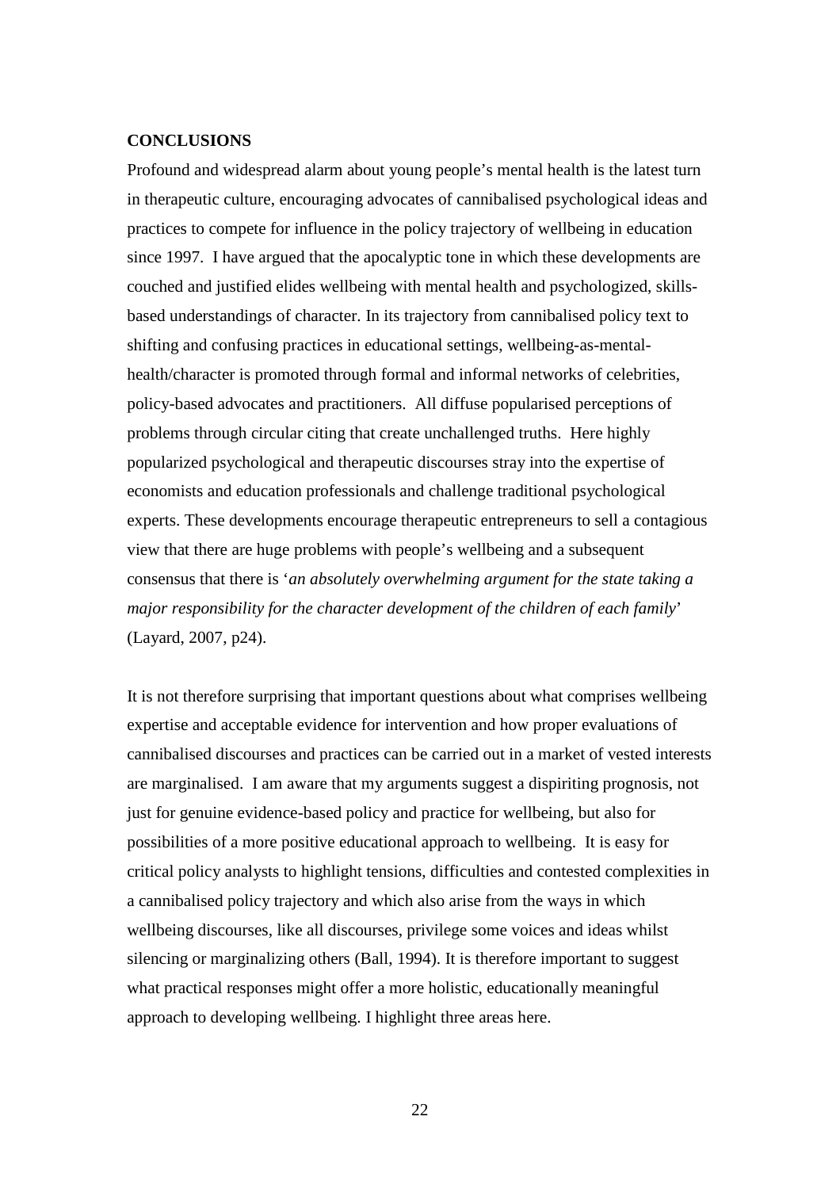## CONCLUSIONS

Profound and widespread alarm about young people's mental health is the latest turn in therapeutic culture, encouraging advocates of cannibalised psychological ideas and practices to compete for influence in the policy trajectory of wellbeing in education since 1997. I have argued that the apocalyptic tone in which these developments are couched and justified elides wellbeing with mental health and psychologized, skills-based understandings of character. In its trajectory from cannibalised policy text to shifting and confusing practices in educational settings, wellbeing-as-mental-health/character is promoted through formal and informal networks of celebrities, policy-based advocates and practitioners. All diffuse popularised perceptions of problems through circular citing that create unchallenged truths. Here highly popularized psychological and therapeutic discourses stray into the expertise of economists and education professionals and challenge traditional psychological experts. These developments encourage therapeutic entrepreneurs to sell a contagious view that there are huge problems with people's wellbeing and a subsequent consensus that there is '*an absolutely overwhelming argument for the state taking a major responsibility for the character development of the children of each family*' (Layard, 2007, p24).

It is not therefore surprising that important questions about what comprises wellbeing expertise and acceptable evidence for intervention and how proper evaluations of cannibalised discourses and practices can be carried out in a market of vested interests are marginalised. I am aware that my arguments suggest a dispiriting prognosis, not just for genuine evidence-based policy and practice for wellbeing, but also for possibilities of a more positive educational approach to wellbeing. It is easy for critical policy analysts to highlight tensions, difficulties and contested complexities in a cannibalised policy trajectory and which also arise from the ways in which wellbeing discourses, like all discourses, privilege some voices and ideas whilst silencing or marginalizing others (Ball, 1994). It is therefore important to suggest what practical responses might offer a more holistic, educationally meaningful approach to developing wellbeing. I highlight three areas here.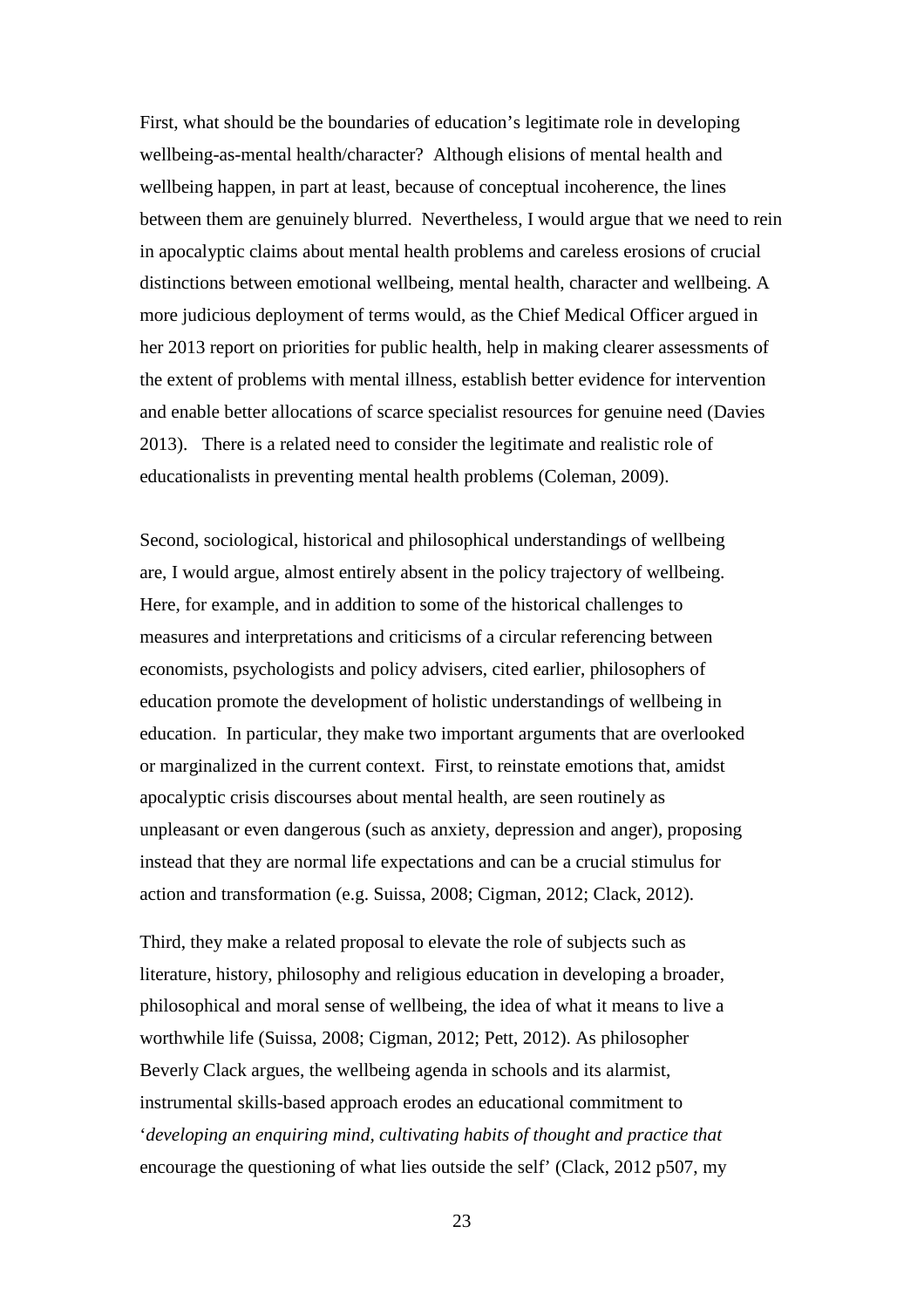First, what should be the boundaries of education's legitimate role in developing wellbeing-as-mental health/character? Although elisions of mental health and wellbeing happen, in part at least, because of conceptual incoherence, the lines between them are genuinely blurred. Nevertheless, I would argue that we need to rein in apocalyptic claims about mental health problems and careless erosions of crucial distinctions between emotional wellbeing, mental health, character and wellbeing. A more judicious deployment of terms would, as the Chief Medical Officer argued in her 2013 report on priorities for public health, help in making clearer assessments of the extent of problems with mental illness, establish better evidence for intervention and enable better allocations of scarce specialist resources for genuine need (Davies 2013). There is a related need to consider the legitimate and realistic role of educationalists in preventing mental health problems (Coleman, 2009).

Second, sociological, historical and philosophical understandings of wellbeing are, I would argue, almost entirely absent in the policy trajectory of wellbeing. Here, for example, and in addition to some of the historical challenges to measures and interpretations and criticisms of a circular referencing between economists, psychologists and policy advisers, cited earlier, philosophers of education promote the development of holistic understandings of wellbeing in education. In particular, they make two important arguments that are overlooked or marginalized in the current context. First, to reinstate emotions that, amidst apocalyptic crisis discourses about mental health, are seen routinely as unpleasant or even dangerous (such as anxiety, depression and anger), proposing instead that they are normal life expectations and can be a crucial stimulus for action and transformation (e.g. Suissa, 2008; Cigman, 2012; Clack, 2012).

Third, they make a related proposal to elevate the role of subjects such as literature, history, philosophy and religious education in developing a broader, philosophical and moral sense of wellbeing, the idea of what it means to live a worthwhile life (Suissa, 2008; Cigman, 2012; Pett, 2012). As philosopher Beverly Clack argues, the wellbeing agenda in schools and its alarmist, instrumental skills-based approach erodes an educational commitment to '*developing an enquiring mind, cultivating habits of thought and practice that* encourage the questioning of what lies outside the self' (Clack, 2012 p507, my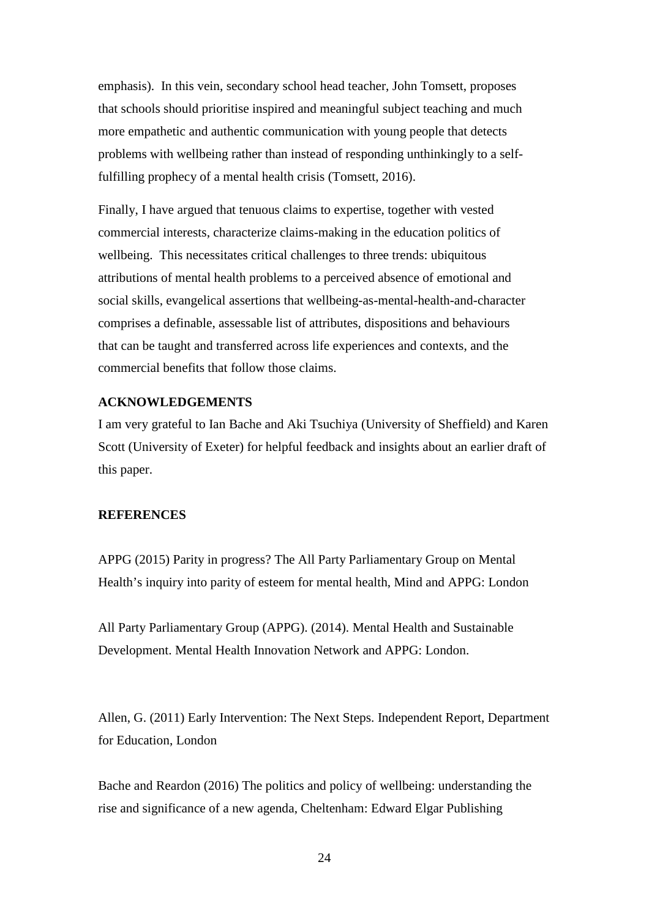emphasis). In this vein, secondary school head teacher, John Tomsett, proposes that schools should prioritise inspired and meaningful subject teaching and much more empathetic and authentic communication with young people that detects problems with wellbeing rather than instead of responding unthinkingly to a self-fulfilling prophecy of a mental health crisis (Tomsett, 2016).

Finally, I have argued that tenuous claims to expertise, together with vested commercial interests, characterize claims-making in the education politics of wellbeing. This necessitates critical challenges to three trends: ubiquitous attributions of mental health problems to a perceived absence of emotional and social skills, evangelical assertions that wellbeing-as-mental-health-and-character comprises a definable, assessable list of attributes, dispositions and behaviours that can be taught and transferred across life experiences and contexts, and the commercial benefits that follow those claims.

## ACKNOWLEDGEMENTS

I am very grateful to Ian Bache and Aki Tsuchiya (University of Sheffield) and Karen Scott (University of Exeter) for helpful feedback and insights about an earlier draft of this paper.

## REFERENCES

APPG (2015) Parity in progress? The All Party Parliamentary Group on Mental Health's inquiry into parity of esteem for mental health, Mind and APPG: London

All Party Parliamentary Group (APPG). (2014). Mental Health and Sustainable Development. Mental Health Innovation Network and APPG: London.

Allen, G. (2011) Early Intervention: The Next Steps. Independent Report, Department for Education, London

Bache and Reardon (2016) The politics and policy of wellbeing: understanding the rise and significance of a new agenda, Cheltenham: Edward Elgar Publishing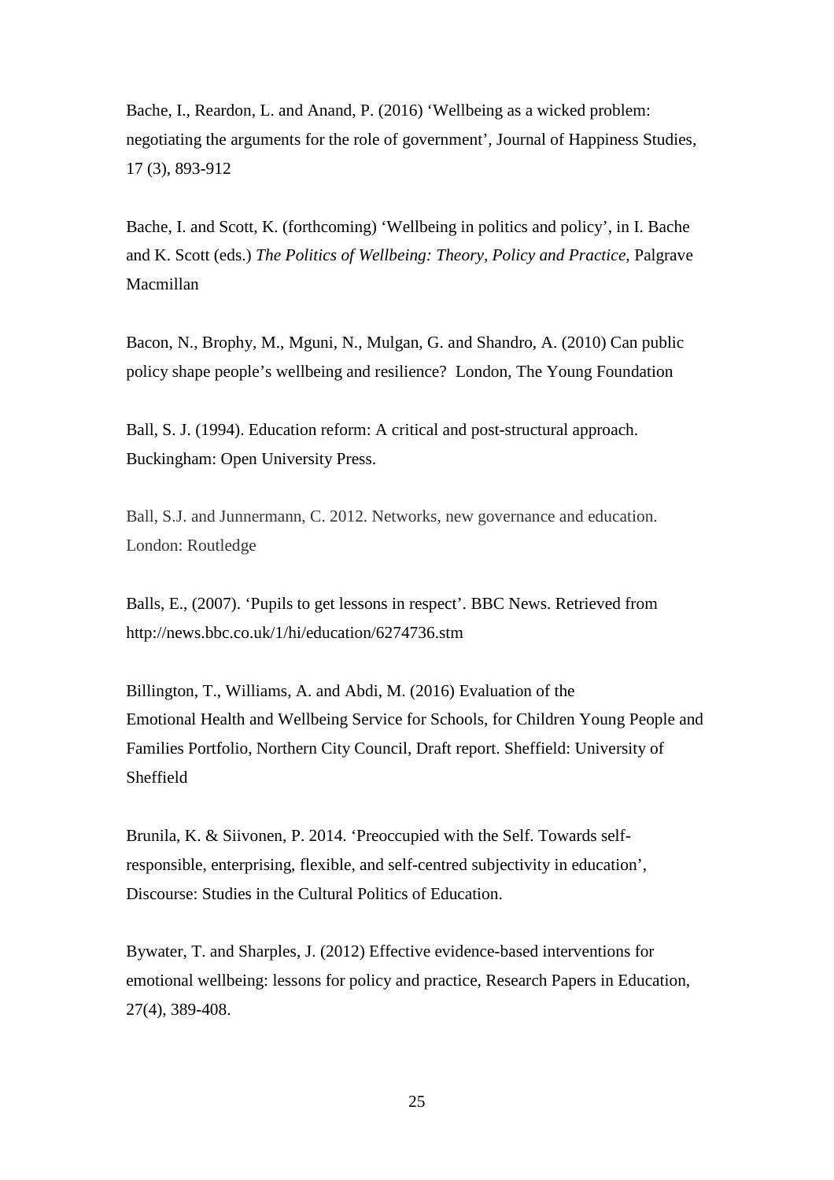Bache, I., Reardon, L. and Anand, P. (2016) 'Wellbeing as a wicked problem: negotiating the arguments for the role of government', Journal of Happiness Studies, 17 (3), 893-912

Bache, I. and Scott, K. (forthcoming) 'Wellbeing in politics and policy', in I. Bache and K. Scott (eds.) *The Politics of Wellbeing: Theory, Policy and Practice*, Palgrave Macmillan

Bacon, N., Brophy, M., Mguni, N., Mulgan, G. and Shandro, A. (2010) Can public policy shape people's wellbeing and resilience? London, The Young Foundation

Ball, S. J. (1994). Education reform: A critical and post-structural approach. Buckingham: Open University Press.

Ball, S.J. and Junnermann, C. 2012. Networks, new governance and education. London: Routledge

Balls, E., (2007). 'Pupils to get lessons in respect'. BBC News. Retrieved from http://news.bbc.co.uk/1/hi/education/6274736.stm

Billington, T., Williams, A. and Abdi, M. (2016) Evaluation of the Emotional Health and Wellbeing Service for Schools, for Children Young People and Families Portfolio, Northern City Council, Draft report. Sheffield: University of Sheffield

Brunila, K. & Siivonen, P. 2014. 'Preoccupied with the Self. Towards self-responsible, enterprising, flexible, and self-centred subjectivity in education', Discourse: Studies in the Cultural Politics of Education.

Bywater, T. and Sharples, J. (2012) Effective evidence-based interventions for emotional wellbeing: lessons for policy and practice, Research Papers in Education, 27(4), 389-408.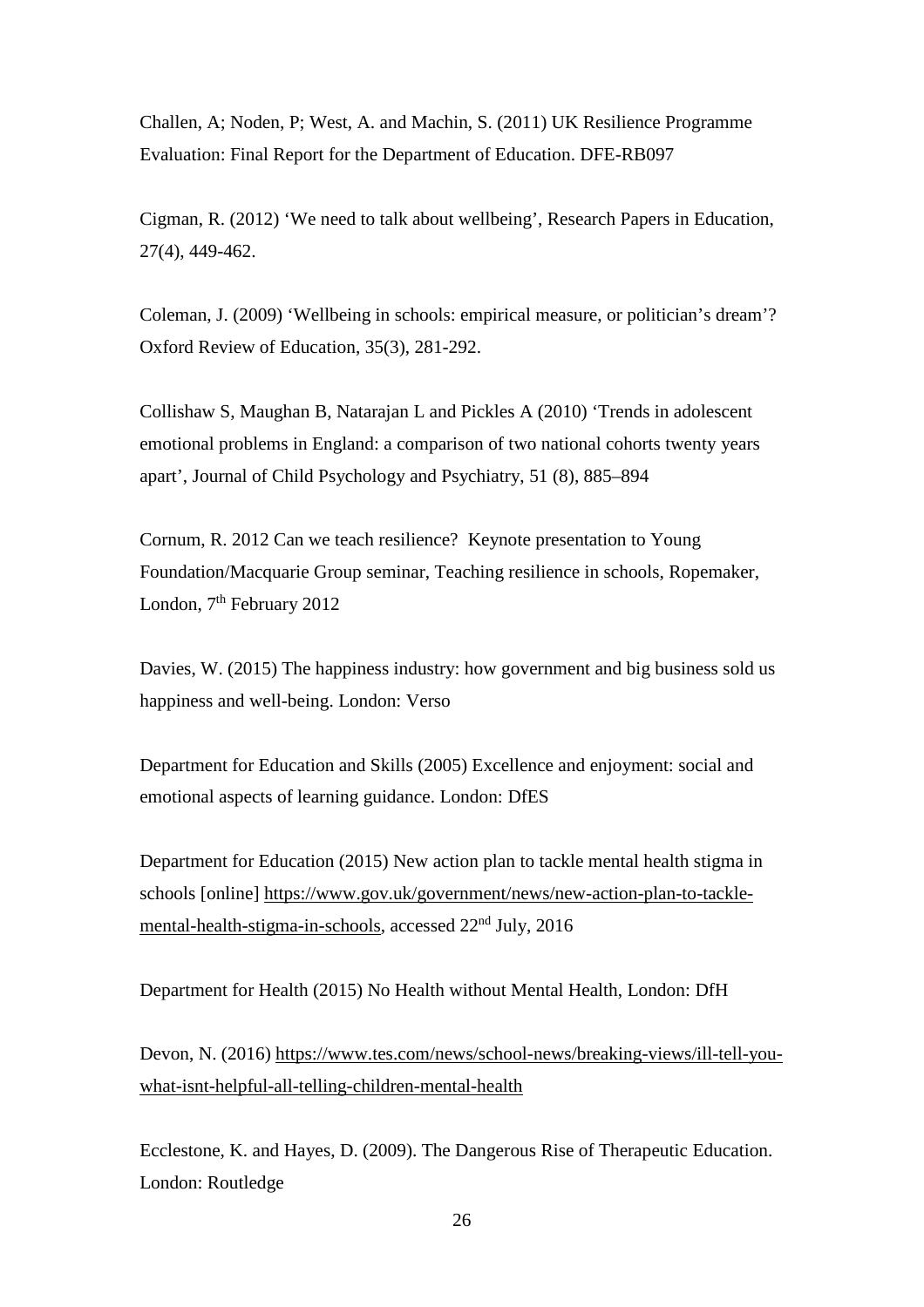Challen, A; Noden, P; West, A. and Machin, S. (2011) UK Resilience Programme Evaluation: Final Report for the Department of Education. DFE-RB097

Cigman, R. (2012) 'We need to talk about wellbeing', Research Papers in Education, 27(4), 449-462.

Coleman, J. (2009) 'Wellbeing in schools: empirical measure, or politician's dream'? Oxford Review of Education, 35(3), 281-292.

Collishaw S, Maughan B, Natarajan L and Pickles A (2010) 'Trends in adolescent emotional problems in England: a comparison of two national cohorts twenty years apart', Journal of Child Psychology and Psychiatry, 51 (8), 885–894

Cornum, R. 2012 Can we teach resilience? Keynote presentation to Young Foundation/Macquarie Group seminar, Teaching resilience in schools, Ropemaker, London, 7th February 2012

Davies, W. (2015) The happiness industry: how government and big business sold us happiness and well-being. London: Verso

Department for Education and Skills (2005) Excellence and enjoyment: social and emotional aspects of learning guidance. London: DfES

Department for Education (2015) New action plan to tackle mental health stigma in schools [online] https://www.gov.uk/government/news/new-action-plan-to-tackle-mental-health-stigma-in-schools, accessed 22nd July, 2016

Department for Health (2015) No Health without Mental Health, London: DfH

Devon, N. (2016) https://www.tes.com/news/school-news/breaking-views/ill-tell-you-what-isnt-helpful-all-telling-children-mental-health

Ecclestone, K. and Hayes, D. (2009). The Dangerous Rise of Therapeutic Education. London: Routledge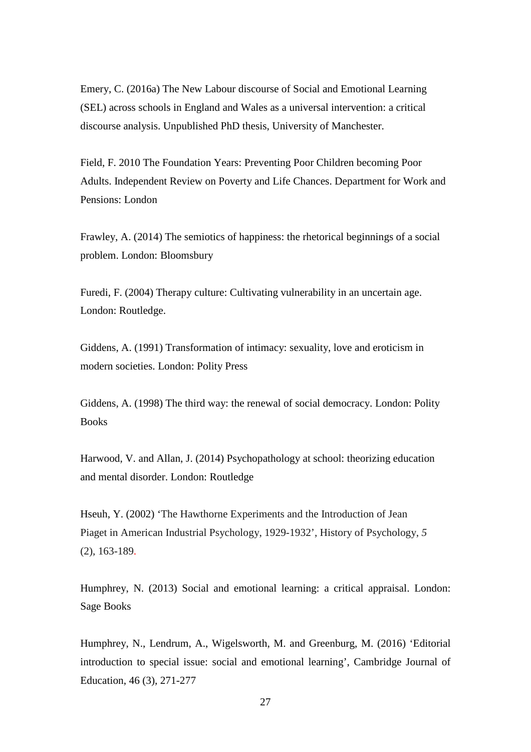Emery, C. (2016a) The New Labour discourse of Social and Emotional Learning (SEL) across schools in England and Wales as a universal intervention: a critical discourse analysis. Unpublished PhD thesis, University of Manchester.

Field, F. 2010 The Foundation Years: Preventing Poor Children becoming Poor Adults. Independent Review on Poverty and Life Chances. Department for Work and Pensions: London

Frawley, A. (2014) The semiotics of happiness: the rhetorical beginnings of a social problem. London: Bloomsbury

Furedi, F. (2004) Therapy culture: Cultivating vulnerability in an uncertain age. London: Routledge.

Giddens, A. (1991) Transformation of intimacy: sexuality, love and eroticism in modern societies. London: Polity Press

Giddens, A. (1998) The third way: the renewal of social democracy. London: Polity Books

Harwood, V. and Allan, J. (2014) Psychopathology at school: theorizing education and mental disorder. London: Routledge

Hseuh, Y. (2002) 'The Hawthorne Experiments and the Introduction of Jean Piaget in American Industrial Psychology, 1929-1932', History of Psychology, *5* (2), 163-189.

Humphrey, N. (2013) Social and emotional learning: a critical appraisal. London: Sage Books

Humphrey, N., Lendrum, A., Wigelsworth, M. and Greenburg, M. (2016) 'Editorial introduction to special issue: social and emotional learning', Cambridge Journal of Education, 46 (3), 271-277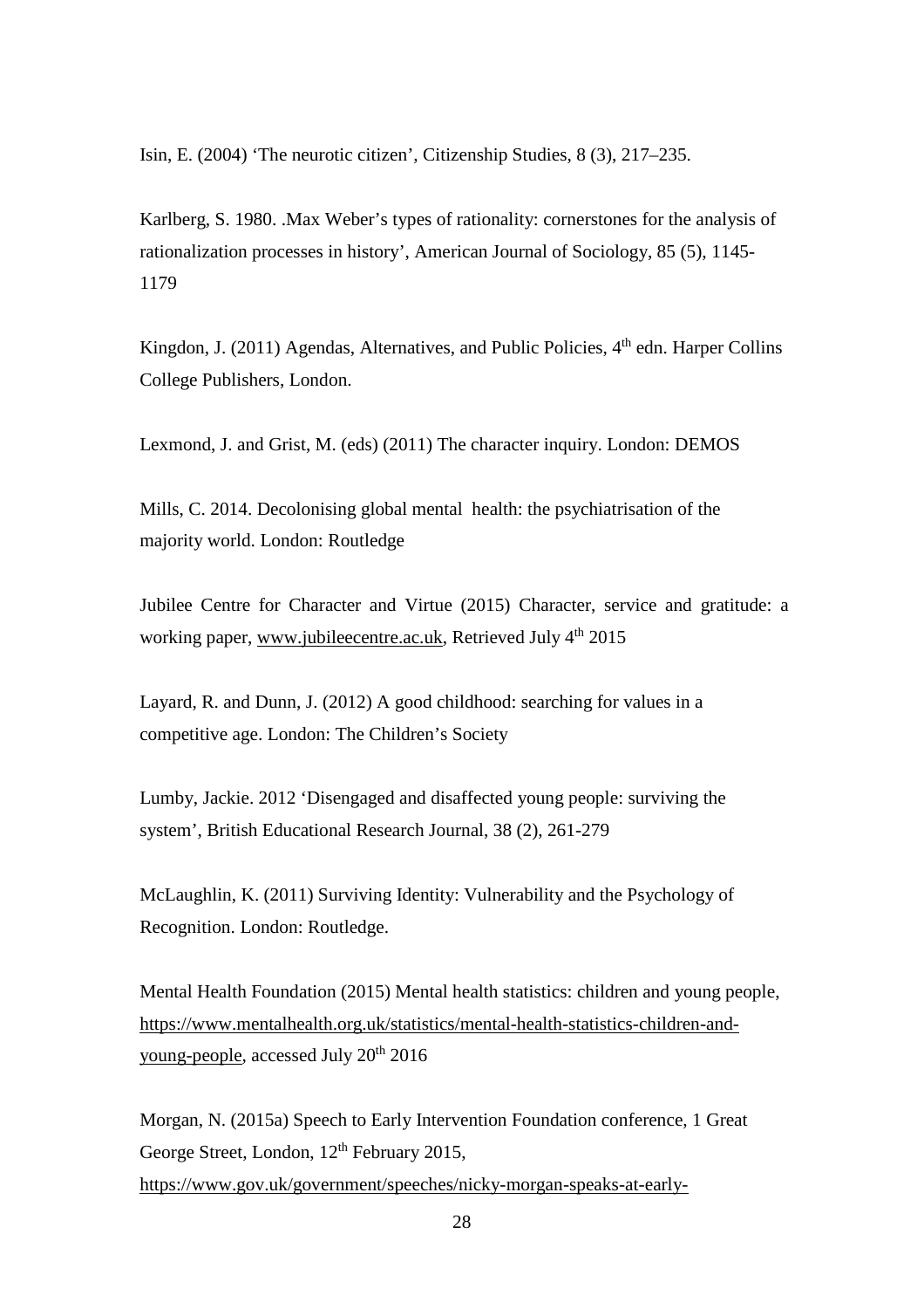Isin, E. (2004) 'The neurotic citizen', Citizenship Studies, 8 (3), 217–235.

Karlberg, S. 1980. .Max Weber's types of rationality: cornerstones for the analysis of rationalization processes in history', American Journal of Sociology, 85 (5), 1145-1179

Kingdon, J. (2011) Agendas, Alternatives, and Public Policies, 4th edn. Harper Collins College Publishers, London.

Lexmond, J. and Grist, M. (eds) (2011) The character inquiry. London: DEMOS

Mills, C. 2014. Decolonising global mental health: the psychiatrisation of the majority world. London: Routledge

Jubilee Centre for Character and Virtue (2015) Character, service and gratitude: a working paper, www.jubileecentre.ac.uk, Retrieved July 4th 2015

Layard, R. and Dunn, J. (2012) A good childhood: searching for values in a competitive age. London: The Children's Society

Lumby, Jackie. 2012 'Disengaged and disaffected young people: surviving the system', British Educational Research Journal, 38 (2), 261-279

McLaughlin, K. (2011) Surviving Identity: Vulnerability and the Psychology of Recognition. London: Routledge.

Mental Health Foundation (2015) Mental health statistics: children and young people, https://www.mentalhealth.org.uk/statistics/mental-health-statistics-children-and-young-people, accessed July 20th 2016

Morgan, N. (2015a) Speech to Early Intervention Foundation conference, 1 Great George Street, London, 12th February 2015, https://www.gov.uk/government/speeches/nicky-morgan-speaks-at-early-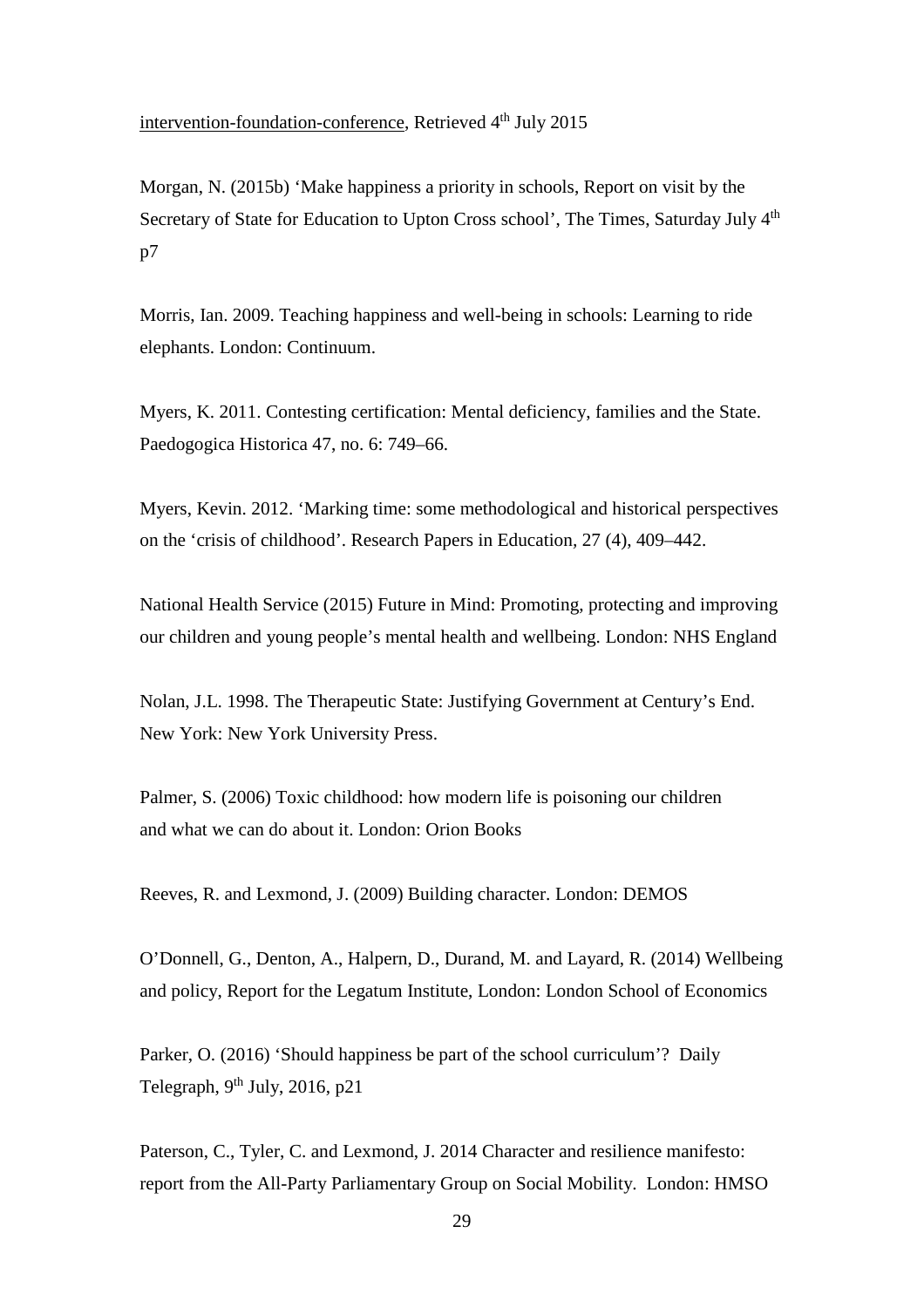intervention-foundation-conference, Retrieved 4th July 2015

Morgan, N. (2015b) 'Make happiness a priority in schools, Report on visit by the Secretary of State for Education to Upton Cross school', The Times, Saturday July 4th p7

Morris, Ian. 2009. Teaching happiness and well-being in schools: Learning to ride elephants. London: Continuum.

Myers, K. 2011. Contesting certification: Mental deficiency, families and the State. Paedogogica Historica 47, no. 6: 749–66.

Myers, Kevin. 2012. 'Marking time: some methodological and historical perspectives on the 'crisis of childhood'. Research Papers in Education, 27 (4), 409–442.

National Health Service (2015) Future in Mind: Promoting, protecting and improving our children and young people's mental health and wellbeing. London: NHS England

Nolan, J.L. 1998. The Therapeutic State: Justifying Government at Century's End. New York: New York University Press.

Palmer, S. (2006) Toxic childhood: how modern life is poisoning our children and what we can do about it. London: Orion Books

Reeves, R. and Lexmond, J. (2009) Building character. London: DEMOS

O'Donnell, G., Denton, A., Halpern, D., Durand, M. and Layard, R. (2014) Wellbeing and policy, Report for the Legatum Institute, London: London School of Economics

Parker, O. (2016) 'Should happiness be part of the school curriculum'? Daily Telegraph, 9th July, 2016, p21

Paterson, C., Tyler, C. and Lexmond, J. 2014 Character and resilience manifesto: report from the All-Party Parliamentary Group on Social Mobility. London: HMSO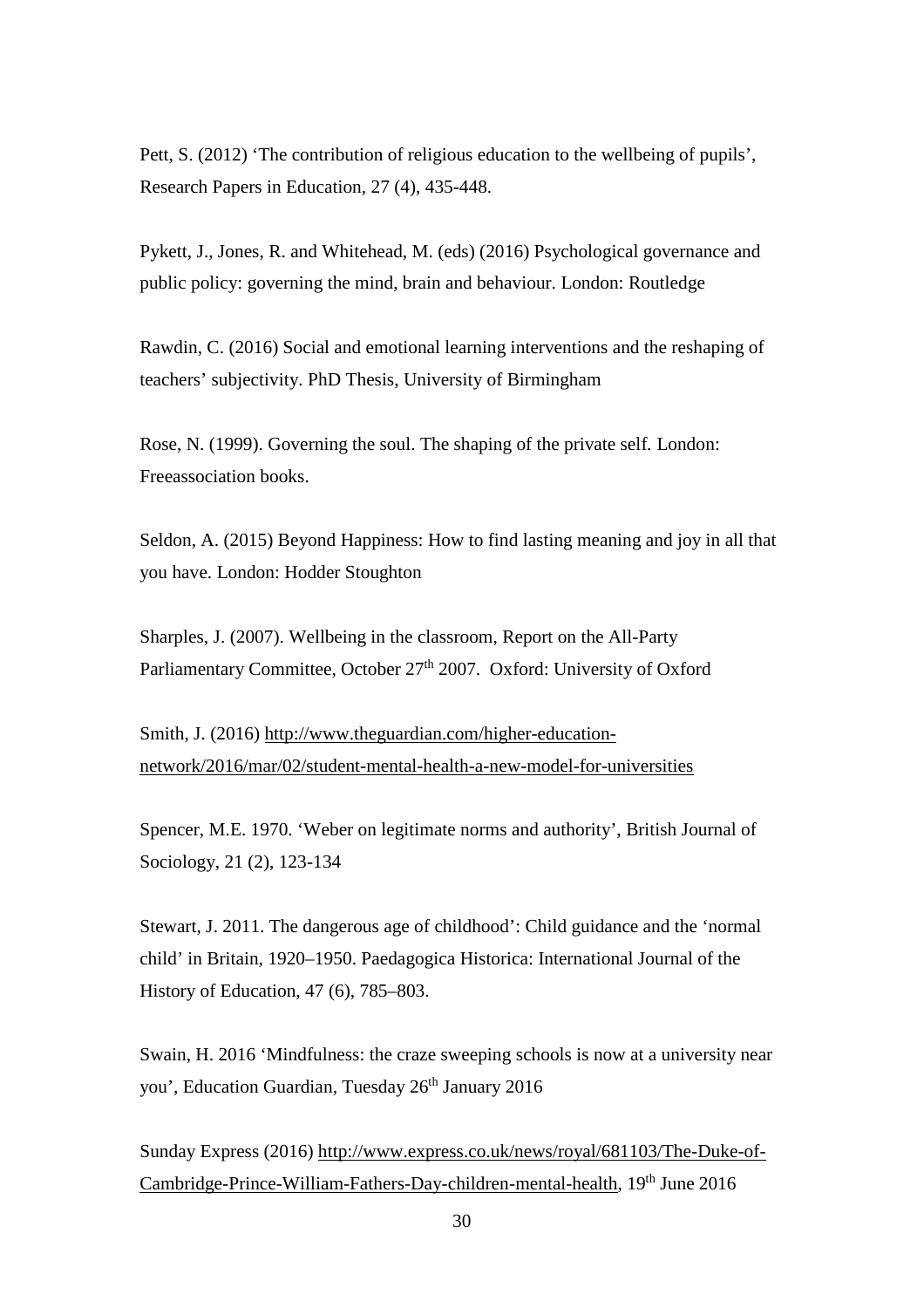Pett, S. (2012) 'The contribution of religious education to the wellbeing of pupils', Research Papers in Education, 27 (4), 435-448.

Pykett, J., Jones, R. and Whitehead, M. (eds) (2016) Psychological governance and public policy: governing the mind, brain and behaviour. London: Routledge

Rawdin, C. (2016) Social and emotional learning interventions and the reshaping of teachers' subjectivity. PhD Thesis, University of Birmingham

Rose, N. (1999). Governing the soul. The shaping of the private self. London: Freeassociation books.

Seldon, A. (2015) Beyond Happiness: How to find lasting meaning and joy in all that you have. London: Hodder Stoughton

Sharples, J. (2007). Wellbeing in the classroom, Report on the All-Party Parliamentary Committee, October 27th 2007. Oxford: University of Oxford

Smith, J. (2016) http://www.theguardian.com/higher-education-network/2016/mar/02/student-mental-health-a-new-model-for-universities

Spencer, M.E. 1970. 'Weber on legitimate norms and authority', British Journal of Sociology, 21 (2), 123-134

Stewart, J. 2011. The dangerous age of childhood': Child guidance and the 'normal child' in Britain, 1920–1950. Paedagogica Historica: International Journal of the History of Education, 47 (6), 785–803.

Swain, H. 2016 'Mindfulness: the craze sweeping schools is now at a university near you', Education Guardian, Tuesday 26th January 2016

Sunday Express (2016) http://www.express.co.uk/news/royal/681103/The-Duke-of-Cambridge-Prince-William-Fathers-Day-children-mental-health, 19th June 2016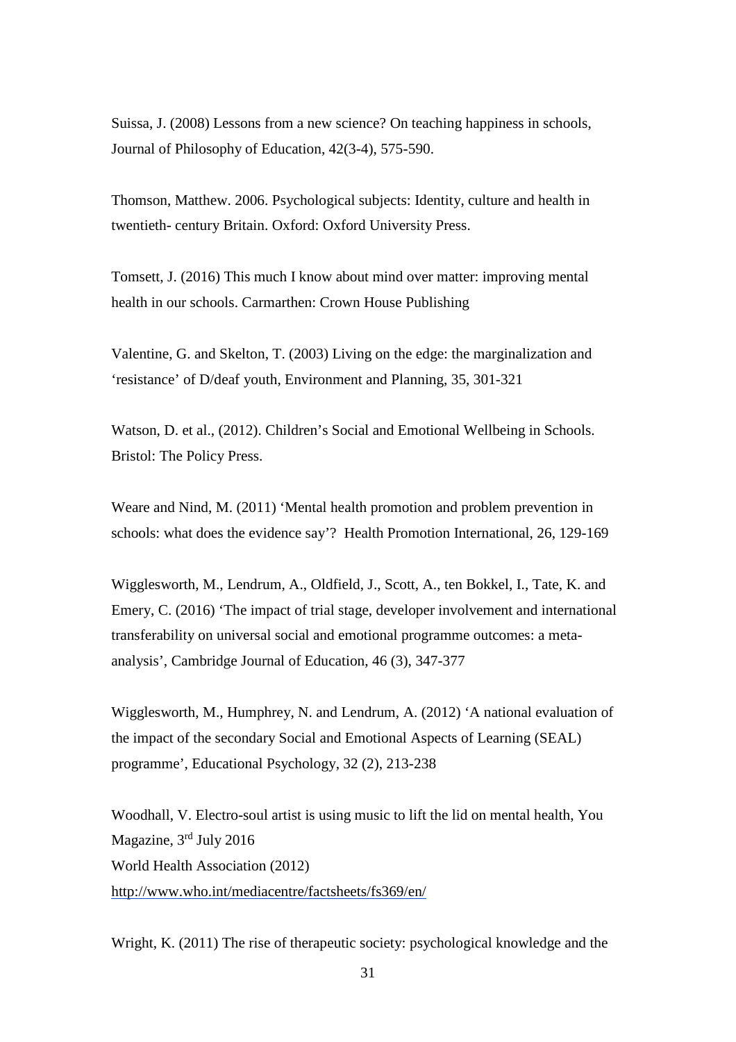Suissa, J. (2008) Lessons from a new science? On teaching happiness in schools, Journal of Philosophy of Education, 42(3-4), 575-590.

Thomson, Matthew. 2006. Psychological subjects: Identity, culture and health in twentieth- century Britain. Oxford: Oxford University Press.

Tomsett, J. (2016) This much I know about mind over matter: improving mental health in our schools. Carmarthen: Crown House Publishing

Valentine, G. and Skelton, T. (2003) Living on the edge: the marginalization and 'resistance' of D/deaf youth, Environment and Planning, 35, 301-321

Watson, D. et al., (2012). Children's Social and Emotional Wellbeing in Schools. Bristol: The Policy Press.

Weare and Nind, M. (2011) 'Mental health promotion and problem prevention in schools: what does the evidence say'? Health Promotion International, 26, 129-169

Wigglesworth, M., Lendrum, A., Oldfield, J., Scott, A., ten Bokkel, I., Tate, K. and Emery, C. (2016) 'The impact of trial stage, developer involvement and international transferability on universal social and emotional programme outcomes: a meta-analysis', Cambridge Journal of Education, 46 (3), 347-377

Wigglesworth, M., Humphrey, N. and Lendrum, A. (2012) 'A national evaluation of the impact of the secondary Social and Emotional Aspects of Learning (SEAL) programme', Educational Psychology, 32 (2), 213-238

Woodhall, V. Electro-soul artist is using music to lift the lid on mental health, You Magazine, 3rd July 2016
World Health Association (2012)
http://www.who.int/mediacentre/factsheets/fs369/en/

Wright, K. (2011) The rise of therapeutic society: psychological knowledge and the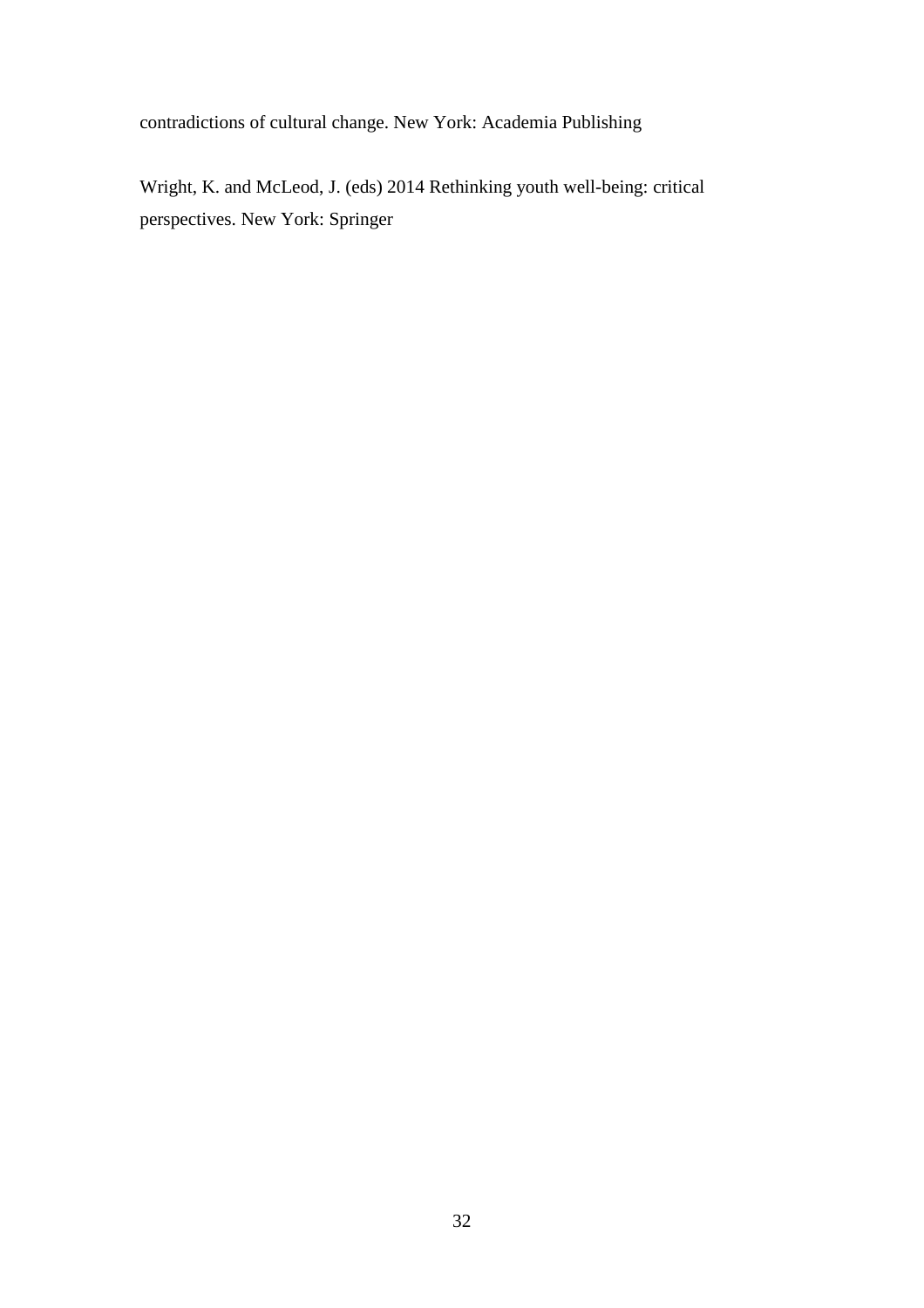contradictions of cultural change. New York: Academia Publishing

Wright, K. and McLeod, J. (eds) 2014 Rethinking youth well-being: critical perspectives. New York: Springer